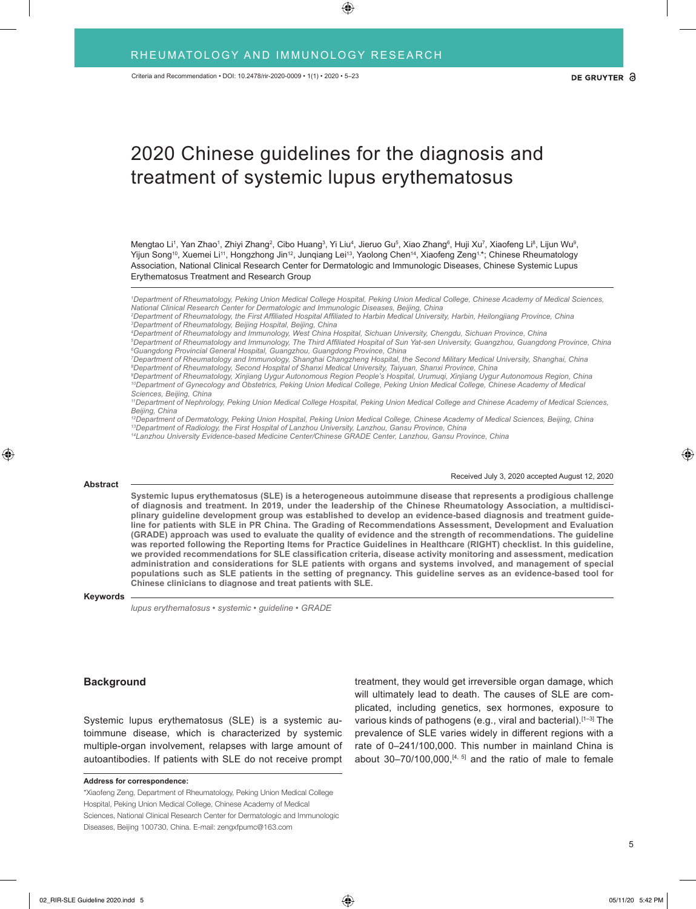RHEUMATOLOGY AND IMMUNOLOGY RESEARCH

Criteria and Recommendation • DOI: 10.2478/rir-2020-0009 • 1(1) • 2020 • 5–23

# 2020 Chinese guidelines for the diagnosis and treatment of systemic lupus erythematosus

Mengtao Li[1], Yan Zhao[1], Zhiyi Zhang[2], Cibo Huang[3], Yi Liu[4], Jieruo Gu[5], Xiao Zhang[6], Huji Xu[7], Xiaofeng Li[8], Lijun Wu[9], Yijun Song[10], Xuemei Li[11], Hongzhong Jin[12], Junqiang Lei[13], Yaolong Chen[14], Xiaofeng Zeng[1,*]; Chinese Rheumatology Association, National Clinical Research Center for Dermatologic and Immunologic Diseases, Chinese Systemic Lupus Erythematosus Treatment and Research Group

*[1]Department of Rheumatology, Peking Union Medical College Hospital, Peking Union Medical College, Chinese Academy of Medical Sciences, National Clinical Research Center for Dermatologic and Immunologic Diseases, Beijing, China*
*[2]Department of Rheumatology, the First Affiliated Hospital Affiliated to Harbin Medical University, Harbin, Heilongjiang Province, China*
*[3]Department of Rheumatology, Beijing Hospital, Beijing, China*
*[4]Department of Rheumatology and Immunology, West China Hospital, Sichuan University, Chengdu, Sichuan Province, China*
*[5]Department of Rheumatology and Immunology, The Third Affiliated Hospital of Sun Yat-sen University, Guangzhou, Guangdong Province, China*
*[6]Guangdong Provincial General Hospital, Guangzhou, Guangdong Province, China*
*[7]Department of Rheumatology and Immunology, Shanghai Changzheng Hospital, the Second Military Medical University, Shanghai, China*
*[8]Department of Rheumatology, Second Hospital of Shanxi Medical University, Taiyuan, Shanxi Province, China*
*[9]Department of Rheumatology, Xinjiang Uygur Autonomous Region People's Hospital, Urumqi, Xinjiang Uygur Autonomous Region, China*
*[10]Department of Gynecology and Obstetrics, Peking Union Medical College, Peking Union Medical College, Chinese Academy of Medical Sciences, Beijing, China*
*[11]Department of Nephrology, Peking Union Medical College Hospital, Peking Union Medical College and Chinese Academy of Medical Sciences, Beijing, China*
*[12]Department of Dermatology, Peking Union Hospital, Peking Union Medical College, Chinese Academy of Medical Sciences, Beijing, China*
*[13]Department of Radiology, the First Hospital of Lanzhou University, Lanzhou, Gansu Province, China*
*[14]Lanzhou University Evidence-based Medicine Center/Chinese GRADE Center, Lanzhou, Gansu Province, China*

Received July 3, 2020 accepted August 12, 2020

**Abstract**

**Systemic lupus erythematosus (SLE) is a heterogeneous autoimmune disease that represents a prodigious challenge of diagnosis and treatment. In 2019, under the leadership of the Chinese Rheumatology Association, a multidisciplinary guideline development group was established to develop an evidence-based diagnosis and treatment guideline for patients with SLE in PR China. The Grading of Recommendations Assessment, Development and Evaluation (GRADE) approach was used to evaluate the quality of evidence and the strength of recommendations. The guideline was reported following the Reporting Items for Practice Guidelines in Healthcare (RIGHT) checklist. In this guideline, we provided recommendations for SLE classification criteria, disease activity monitoring and assessment, medication administration and considerations for SLE patients with organs and systems involved, and management of special populations such as SLE patients in the setting of pregnancy. This guideline serves as an evidence-based tool for Chinese clinicians to diagnose and treat patients with SLE.**

**Keywords**

*lupus erythematosus • systemic • guideline • GRADE*

## Background

Systemic lupus erythematosus (SLE) is a systemic autoimmune disease, which is characterized by systemic multiple-organ involvement, relapses with large amount of autoantibodies. If patients with SLE do not receive prompt treatment, they would get irreversible organ damage, which will ultimately lead to death. The causes of SLE are complicated, including genetics, sex hormones, exposure to various kinds of pathogens (e.g., viral and bacterial).[1–3] The prevalence of SLE varies widely in different regions with a rate of 0–241/100,000. This number in mainland China is about 30–70/100,000,[4, 5] and the ratio of male to female

**Address for correspondence:**

*Xiaofeng Zeng, Department of Rheumatology, Peking Union Medical College Hospital, Peking Union Medical College, Chinese Academy of Medical Sciences, National Clinical Research Center for Dermatologic and Immunologic Diseases, Beijing 100730, China. E-mail: zengxfpumc@163.com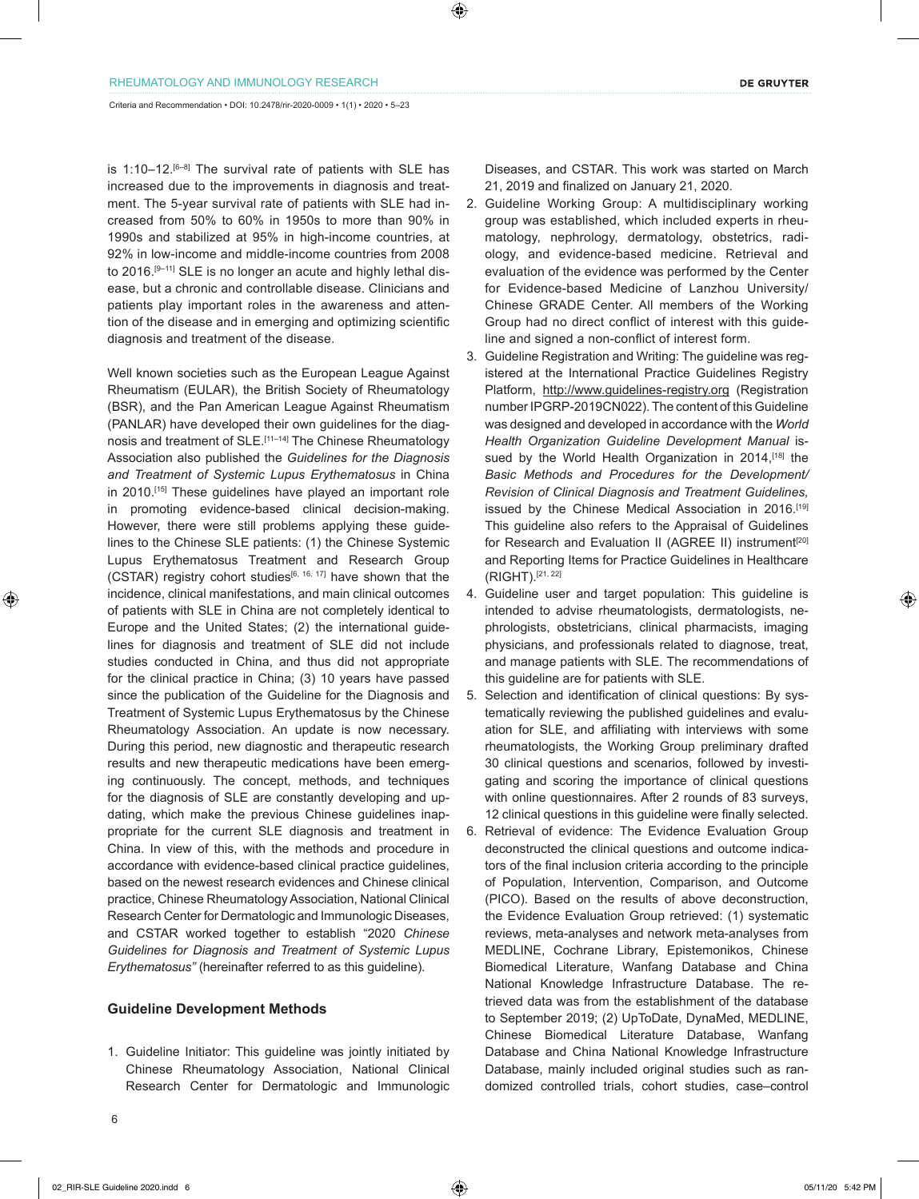is 1:10–12.[6–8] The survival rate of patients with SLE has increased due to the improvements in diagnosis and treatment. The 5-year survival rate of patients with SLE had increased from 50% to 60% in 1950s to more than 90% in 1990s and stabilized at 95% in high-income countries, at 92% in low-income and middle-income countries from 2008 to 2016.[9–11] SLE is no longer an acute and highly lethal disease, but a chronic and controllable disease. Clinicians and patients play important roles in the awareness and attention of the disease and in emerging and optimizing scientific diagnosis and treatment of the disease.

Well known societies such as the European League Against Rheumatism (EULAR), the British Society of Rheumatology (BSR), and the Pan American League Against Rheumatism (PANLAR) have developed their own guidelines for the diagnosis and treatment of SLE.[11–14] The Chinese Rheumatology Association also published the *Guidelines for the Diagnosis and Treatment of Systemic Lupus Erythematosus* in China in 2010.[15] These guidelines have played an important role in promoting evidence-based clinical decision-making. However, there were still problems applying these guidelines to the Chinese SLE patients: (1) the Chinese Systemic Lupus Erythematosus Treatment and Research Group (CSTAR) registry cohort studies[6, 16, 17] have shown that the incidence, clinical manifestations, and main clinical outcomes of patients with SLE in China are not completely identical to Europe and the United States; (2) the international guidelines for diagnosis and treatment of SLE did not include studies conducted in China, and thus did not appropriate for the clinical practice in China; (3) 10 years have passed since the publication of the Guideline for the Diagnosis and Treatment of Systemic Lupus Erythematosus by the Chinese Rheumatology Association. An update is now necessary. During this period, new diagnostic and therapeutic research results and new therapeutic medications have been emerging continuously. The concept, methods, and techniques for the diagnosis of SLE are constantly developing and updating, which make the previous Chinese guidelines inappropriate for the current SLE diagnosis and treatment in China. In view of this, with the methods and procedure in accordance with evidence-based clinical practice guidelines, based on the newest research evidences and Chinese clinical practice, Chinese Rheumatology Association, National Clinical Research Center for Dermatologic and Immunologic Diseases, and CSTAR worked together to establish "2020 *Chinese Guidelines for Diagnosis and Treatment of Systemic Lupus Erythematosus"* (hereinafter referred to as this guideline).

## Guideline Development Methods

1. Guideline Initiator: This guideline was jointly initiated by Chinese Rheumatology Association, National Clinical Research Center for Dermatologic and Immunologic Diseases, and CSTAR. This work was started on March 21, 2019 and finalized on January 21, 2020.
2. Guideline Working Group: A multidisciplinary working group was established, which included experts in rheumatology, nephrology, dermatology, obstetrics, radiology, and evidence-based medicine. Retrieval and evaluation of the evidence was performed by the Center for Evidence-based Medicine of Lanzhou University/Chinese GRADE Center. All members of the Working Group had no direct conflict of interest with this guideline and signed a non-conflict of interest form.
3. Guideline Registration and Writing: The guideline was registered at the International Practice Guidelines Registry Platform, http://www.guidelines-registry.org (Registration number IPGRP-2019CN022). The content of this Guideline was designed and developed in accordance with the *World Health Organization Guideline Development Manual* issued by the World Health Organization in 2014,[18] the *Basic Methods and Procedures for the Development/Revision of Clinical Diagnosis and Treatment Guidelines,* issued by the Chinese Medical Association in 2016.[19] This guideline also refers to the Appraisal of Guidelines for Research and Evaluation II (AGREE II) instrument[20] and Reporting Items for Practice Guidelines in Healthcare (RIGHT).[21, 22]
4. Guideline user and target population: This guideline is intended to advise rheumatologists, dermatologists, nephrologists, obstetricians, clinical pharmacists, imaging physicians, and professionals related to diagnose, treat, and manage patients with SLE. The recommendations of this guideline are for patients with SLE.
5. Selection and identification of clinical questions: By systematically reviewing the published guidelines and evaluation for SLE, and affiliating with interviews with some rheumatologists, the Working Group preliminary drafted 30 clinical questions and scenarios, followed by investigating and scoring the importance of clinical questions with online questionnaires. After 2 rounds of 83 surveys, 12 clinical questions in this guideline were finally selected.
6. Retrieval of evidence: The Evidence Evaluation Group deconstructed the clinical questions and outcome indicators of the final inclusion criteria according to the principle of Population, Intervention, Comparison, and Outcome (PICO). Based on the results of above deconstruction, the Evidence Evaluation Group retrieved: (1) systematic reviews, meta-analyses and network meta-analyses from MEDLINE, Cochrane Library, Epistemonikos, Chinese Biomedical Literature, Wanfang Database and China National Knowledge Infrastructure Database. The retrieved data was from the establishment of the database to September 2019; (2) UpToDate, DynaMed, MEDLINE, Chinese Biomedical Literature Database, Wanfang Database and China National Knowledge Infrastructure Database, mainly included original studies such as randomized controlled trials, cohort studies, case–control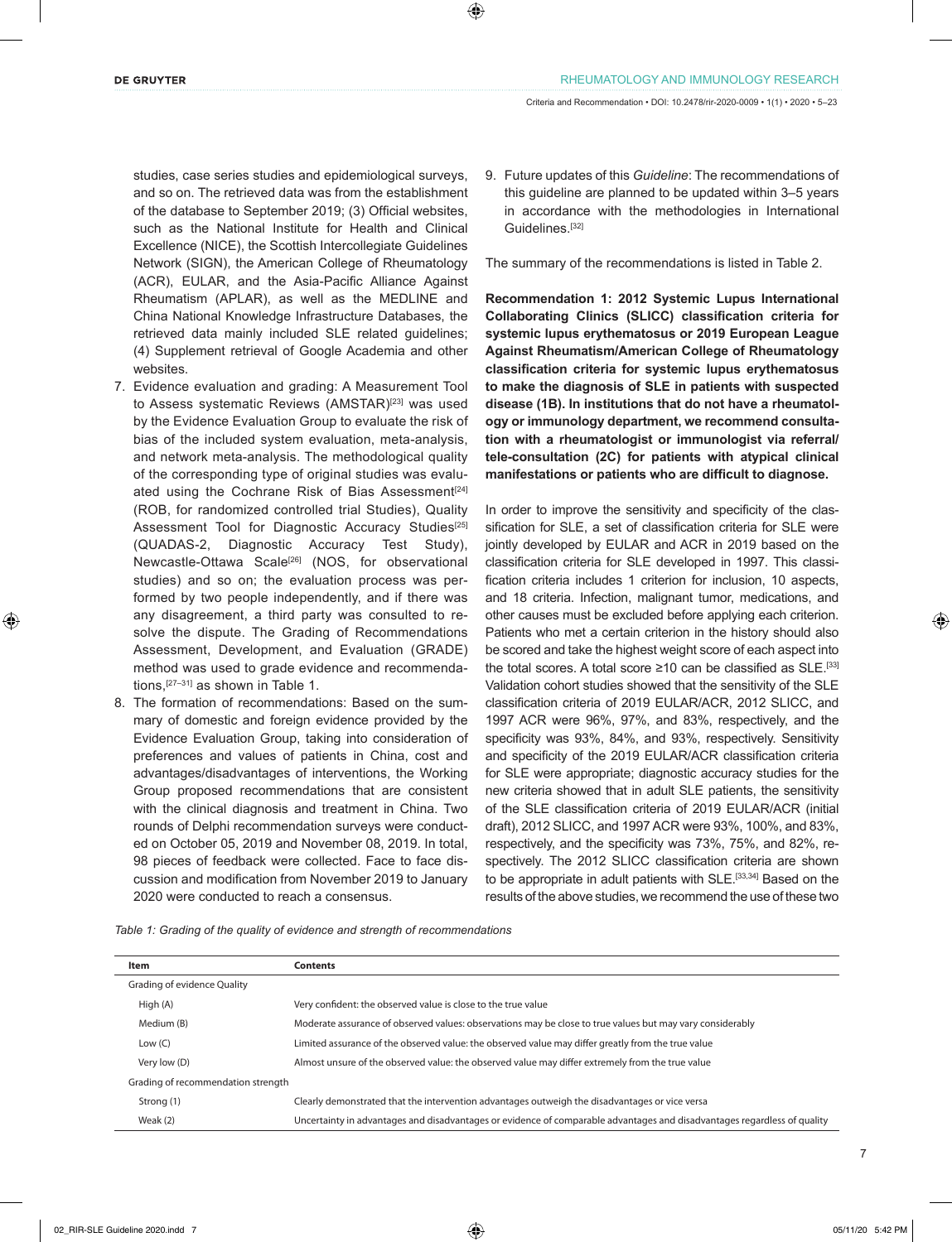studies, case series studies and epidemiological surveys, and so on. The retrieved data was from the establishment of the database to September 2019; (3) Official websites, such as the National Institute for Health and Clinical Excellence (NICE), the Scottish Intercollegiate Guidelines Network (SIGN), the American College of Rheumatology (ACR), EULAR, and the Asia-Pacific Alliance Against Rheumatism (APLAR), as well as the MEDLINE and China National Knowledge Infrastructure Databases, the retrieved data mainly included SLE related guidelines; (4) Supplement retrieval of Google Academia and other websites.

7. Evidence evaluation and grading: A Measurement Tool to Assess systematic Reviews (AMSTAR)[23] was used by the Evidence Evaluation Group to evaluate the risk of bias of the included system evaluation, meta-analysis, and network meta-analysis. The methodological quality of the corresponding type of original studies was evaluated using the Cochrane Risk of Bias Assessment[24] (ROB, for randomized controlled trial Studies), Quality Assessment Tool for Diagnostic Accuracy Studies[25] (QUADAS-2, Diagnostic Accuracy Test Study), Newcastle-Ottawa Scale[26] (NOS, for observational studies) and so on; the evaluation process was performed by two people independently, and if there was any disagreement, a third party was consulted to resolve the dispute. The Grading of Recommendations Assessment, Development, and Evaluation (GRADE) method was used to grade evidence and recommendations,[27–31] as shown in Table 1.
8. The formation of recommendations: Based on the summary of domestic and foreign evidence provided by the Evidence Evaluation Group, taking into consideration of preferences and values of patients in China, cost and advantages/disadvantages of interventions, the Working Group proposed recommendations that are consistent with the clinical diagnosis and treatment in China. Two rounds of Delphi recommendation surveys were conducted on October 05, 2019 and November 08, 2019. In total, 98 pieces of feedback were collected. Face to face discussion and modification from November 2019 to January 2020 were conducted to reach a consensus.
9. Future updates of this *Guideline*: The recommendations of this guideline are planned to be updated within 3–5 years in accordance with the methodologies in International Guidelines.[32]

The summary of the recommendations is listed in Table 2.

**Recommendation 1: 2012 Systemic Lupus International Collaborating Clinics (SLICC) classification criteria for systemic lupus erythematosus or 2019 European League Against Rheumatism/American College of Rheumatology classification criteria for systemic lupus erythematosus to make the diagnosis of SLE in patients with suspected disease (1B). In institutions that do not have a rheumatology or immunology department, we recommend consultation with a rheumatologist or immunologist via referral/tele-consultation (2C) for patients with atypical clinical manifestations or patients who are difficult to diagnose.**

In order to improve the sensitivity and specificity of the classification for SLE, a set of classification criteria for SLE were jointly developed by EULAR and ACR in 2019 based on the classification criteria for SLE developed in 1997. This classification criteria includes 1 criterion for inclusion, 10 aspects, and 18 criteria. Infection, malignant tumor, medications, and other causes must be excluded before applying each criterion. Patients who met a certain criterion in the history should also be scored and take the highest weight score of each aspect into the total scores. A total score ≥10 can be classified as SLE.[33] Validation cohort studies showed that the sensitivity of the SLE classification criteria of 2019 EULAR/ACR, 2012 SLICC, and 1997 ACR were 96%, 97%, and 83%, respectively, and the specificity was 93%, 84%, and 93%, respectively. Sensitivity and specificity of the 2019 EULAR/ACR classification criteria for SLE were appropriate; diagnostic accuracy studies for the new criteria showed that in adult SLE patients, the sensitivity of the SLE classification criteria of 2019 EULAR/ACR (initial draft), 2012 SLICC, and 1997 ACR were 93%, 100%, and 83%, respectively, and the specificity was 73%, 75%, and 82%, respectively. The 2012 SLICC classification criteria are shown to be appropriate in adult patients with SLE.[33,34] Based on the results of the above studies, we recommend the use of these two

*Table 1: Grading of the quality of evidence and strength of recommendations*

| Item | Contents |
|---|---|
| Grading of evidence Quality | |
| High (A) | Very confident: the observed value is close to the true value |
| Medium (B) | Moderate assurance of observed values: observations may be close to true values but may vary considerably |
| Low (C) | Limited assurance of the observed value: the observed value may differ greatly from the true value |
| Very low (D) | Almost unsure of the observed value: the observed value may differ extremely from the true value |
| Grading of recommendation strength | |
| Strong (1) | Clearly demonstrated that the intervention advantages outweigh the disadvantages or vice versa |
| Weak (2) | Uncertainty in advantages and disadvantages or evidence of comparable advantages and disadvantages regardless of quality |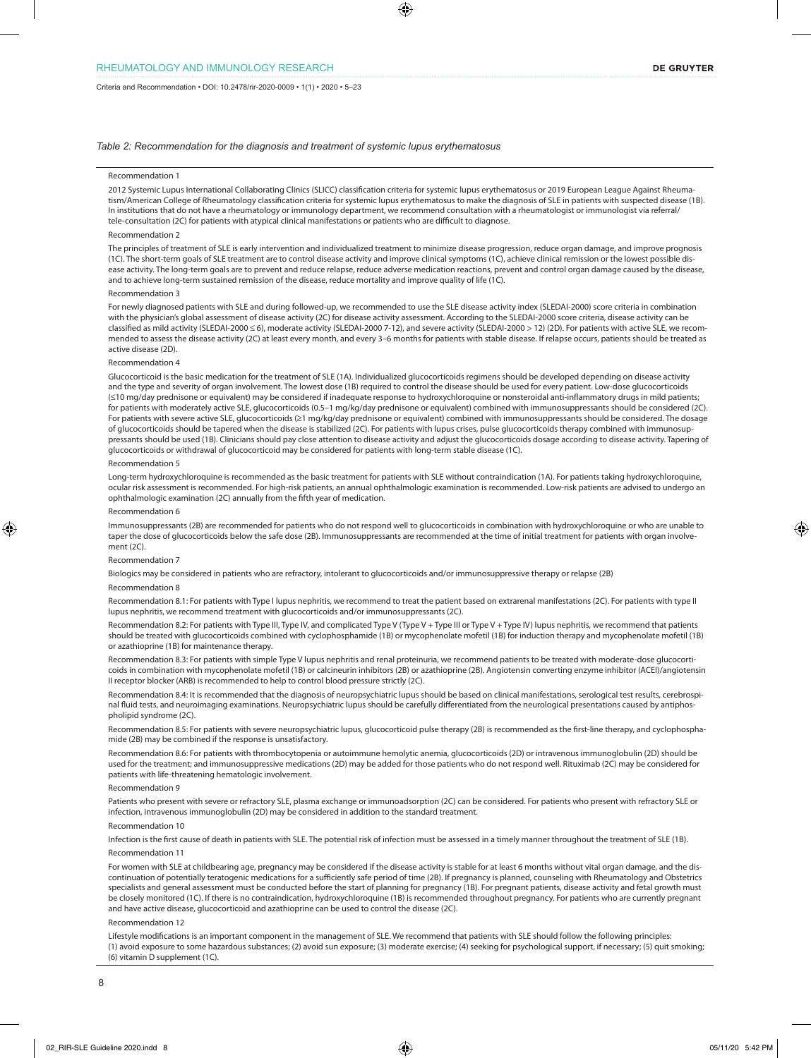*Table 2: Recommendation for the diagnosis and treatment of systemic lupus erythematosus*

Recommendation 1

2012 Systemic Lupus International Collaborating Clinics (SLICC) classification criteria for systemic lupus erythematosus or 2019 European League Against Rheumatism/American College of Rheumatology classification criteria for systemic lupus erythematosus to make the diagnosis of SLE in patients with suspected disease (1B). In institutions that do not have a rheumatology or immunology department, we recommend consultation with a rheumatologist or immunologist via referral/tele-consultation (2C) for patients with atypical clinical manifestations or patients who are difficult to diagnose.

Recommendation 2

The principles of treatment of SLE is early intervention and individualized treatment to minimize disease progression, reduce organ damage, and improve prognosis (1C). The short-term goals of SLE treatment are to control disease activity and improve clinical symptoms (1C), achieve clinical remission or the lowest possible disease activity. The long-term goals are to prevent and reduce relapse, reduce adverse medication reactions, prevent and control organ damage caused by the disease, and to achieve long-term sustained remission of the disease, reduce mortality and improve quality of life (1C).

Recommendation 3

For newly diagnosed patients with SLE and during followed-up, we recommended to use the SLE disease activity index (SLEDAI-2000) score criteria in combination with the physician's global assessment of disease activity (2C) for disease activity assessment. According to the SLEDAI-2000 score criteria, disease activity can be classified as mild activity (SLEDAI-2000 ≤ 6), moderate activity (SLEDAI-2000 7-12), and severe activity (SLEDAI-2000 > 12) (2D). For patients with active SLE, we recommended to assess the disease activity (2C) at least every month, and every 3–6 months for patients with stable disease. If relapse occurs, patients should be treated as active disease (2D).

Recommendation 4

Glucocorticoid is the basic medication for the treatment of SLE (1A). Individualized glucocorticoids regimens should be developed depending on disease activity and the type and severity of organ involvement. The lowest dose (1B) required to control the disease should be used for every patient. Low-dose glucocorticoids (≤10 mg/day prednisone or equivalent) may be considered if inadequate response to hydroxychloroquine or nonsteroidal anti-inflammatory drugs in mild patients; for patients with moderately active SLE, glucocorticoids (0.5–1 mg/kg/day prednisone or equivalent) combined with immunosuppressants should be considered (2C). For patients with severe active SLE, glucocorticoids (≥1 mg/kg/day prednisone or equivalent) combined with immunosuppressants should be considered. The dosage of glucocorticoids should be tapered when the disease is stabilized (2C). For patients with lupus crises, pulse glucocorticoids therapy combined with immunosuppressants should be used (1B). Clinicians should pay close attention to disease activity and adjust the glucocorticoids dosage according to disease activity. Tapering of glucocorticoids or withdrawal of glucocorticoid may be considered for patients with long-term stable disease (1C).

Recommendation 5

Long-term hydroxychloroquine is recommended as the basic treatment for patients with SLE without contraindication (1A). For patients taking hydroxychloroquine, ocular risk assessment is recommended. For high-risk patients, an annual ophthalmologic examination is recommended. Low-risk patients are advised to undergo an ophthalmologic examination (2C) annually from the fifth year of medication.

Recommendation 6

Immunosuppressants (2B) are recommended for patients who do not respond well to glucocorticoids in combination with hydroxychloroquine or who are unable to taper the dose of glucocorticoids below the safe dose (2B). Immunosuppressants are recommended at the time of initial treatment for patients with organ involvement (2C).

Recommendation 7

Biologics may be considered in patients who are refractory, intolerant to glucocorticoids and/or immunosuppressive therapy or relapse (2B)

Recommendation 8

Recommendation 8.1: For patients with Type I lupus nephritis, we recommend to treat the patient based on extrarenal manifestations (2C). For patients with type II lupus nephritis, we recommend treatment with glucocorticoids and/or immunosuppressants (2C).

Recommendation 8.2: For patients with Type III, Type IV, and complicated Type V (Type V + Type III or Type V + Type IV) lupus nephritis, we recommend that patients should be treated with glucocorticoids combined with cyclophosphamide (1B) or mycophenolate mofetil (1B) for induction therapy and mycophenolate mofetil (1B) or azathioprine (1B) for maintenance therapy.

Recommendation 8.3: For patients with simple Type V lupus nephritis and renal proteinuria, we recommend patients to be treated with moderate-dose glucocorticoids in combination with mycophenolate mofetil (1B) or calcineurin inhibitors (2B) or azathioprine (2B). Angiotensin converting enzyme inhibitor (ACEI)/angiotensin II receptor blocker (ARB) is recommended to help to control blood pressure strictly (2C).

Recommendation 8.4: It is recommended that the diagnosis of neuropsychiatric lupus should be based on clinical manifestations, serological test results, cerebrospinal fluid tests, and neuroimaging examinations. Neuropsychiatric lupus should be carefully differentiated from the neurological presentations caused by antiphospholipid syndrome (2C).

Recommendation 8.5: For patients with severe neuropsychiatric lupus, glucocorticoid pulse therapy (2B) is recommended as the first-line therapy, and cyclophosphamide (2B) may be combined if the response is unsatisfactory.

Recommendation 8.6: For patients with thrombocytopenia or autoimmune hemolytic anemia, glucocorticoids (2D) or intravenous immunoglobulin (2D) should be used for the treatment; and immunosuppressive medications (2D) may be added for those patients who do not respond well. Rituximab (2C) may be considered for patients with life-threatening hematologic involvement.

Recommendation 9

Patients who present with severe or refractory SLE, plasma exchange or immunoadsorption (2C) can be considered. For patients who present with refractory SLE or infection, intravenous immunoglobulin (2D) may be considered in addition to the standard treatment.

Recommendation 10

Infection is the first cause of death in patients with SLE. The potential risk of infection must be assessed in a timely manner throughout the treatment of SLE (1B).

Recommendation 11

For women with SLE at childbearing age, pregnancy may be considered if the disease activity is stable for at least 6 months without vital organ damage, and the discontinuation of potentially teratogenic medications for a sufficiently safe period of time (2B). If pregnancy is planned, counseling with Rheumatology and Obstetrics specialists and general assessment must be conducted before the start of planning for pregnancy (1B). For pregnant patients, disease activity and fetal growth must be closely monitored (1C). If there is no contraindication, hydroxychloroquine (1B) is recommended throughout pregnancy. For patients who are currently pregnant and have active disease, glucocorticoid and azathioprine can be used to control the disease (2C).

Recommendation 12

Lifestyle modifications is an important component in the management of SLE. We recommend that patients with SLE should follow the following principles: (1) avoid exposure to some hazardous substances; (2) avoid sun exposure; (3) moderate exercise; (4) seeking for psychological support, if necessary; (5) quit smoking; (6) vitamin D supplement (1C).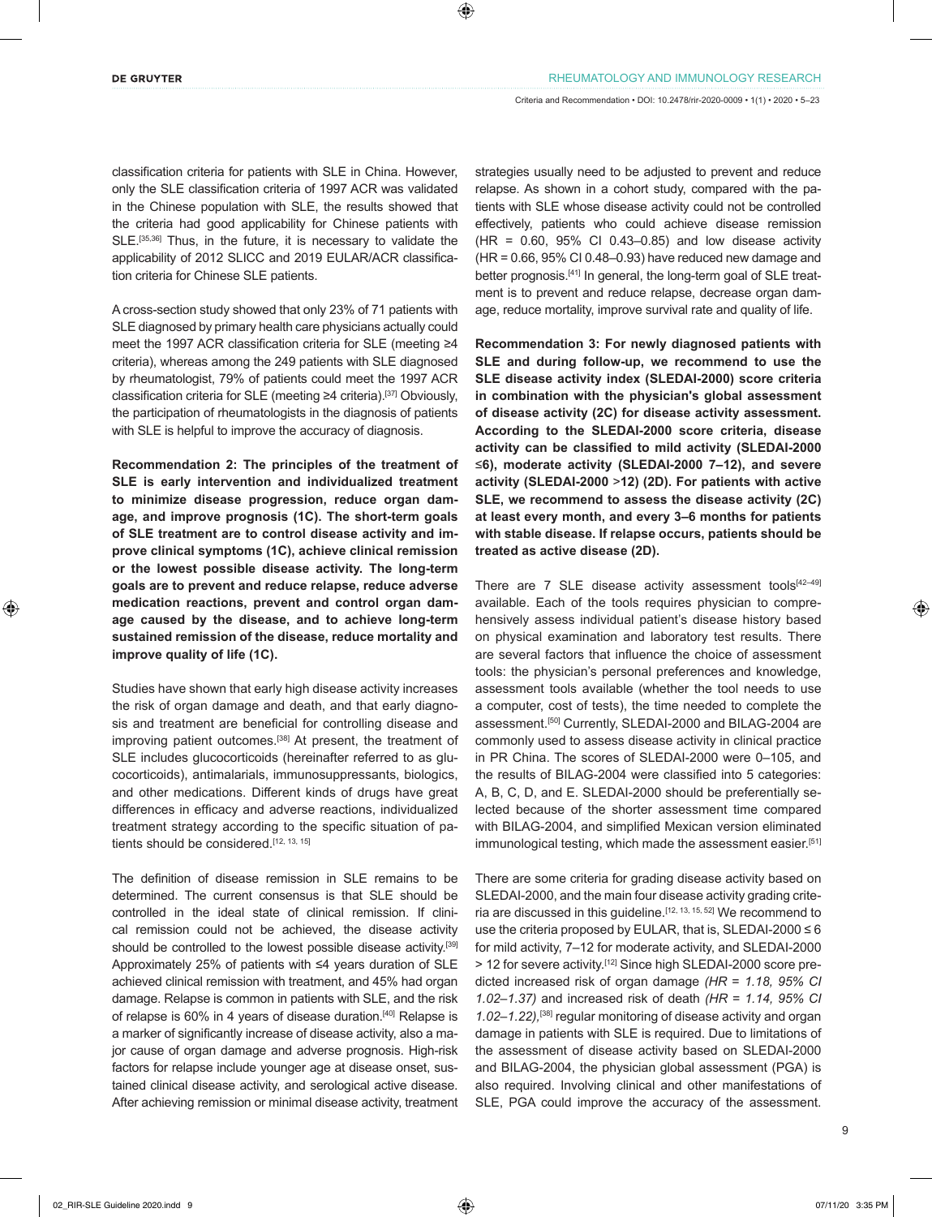classification criteria for patients with SLE in China. However, only the SLE classification criteria of 1997 ACR was validated in the Chinese population with SLE, the results showed that the criteria had good applicability for Chinese patients with SLE.[35,36] Thus, in the future, it is necessary to validate the applicability of 2012 SLICC and 2019 EULAR/ACR classification criteria for Chinese SLE patients.

A cross-section study showed that only 23% of 71 patients with SLE diagnosed by primary health care physicians actually could meet the 1997 ACR classification criteria for SLE (meeting ≥4 criteria), whereas among the 249 patients with SLE diagnosed by rheumatologist, 79% of patients could meet the 1997 ACR classification criteria for SLE (meeting ≥4 criteria).[37] Obviously, the participation of rheumatologists in the diagnosis of patients with SLE is helpful to improve the accuracy of diagnosis.

**Recommendation 2: The principles of the treatment of SLE is early intervention and individualized treatment to minimize disease progression, reduce organ damage, and improve prognosis (1C). The short-term goals of SLE treatment are to control disease activity and improve clinical symptoms (1C), achieve clinical remission or the lowest possible disease activity. The long-term goals are to prevent and reduce relapse, reduce adverse medication reactions, prevent and control organ damage caused by the disease, and to achieve long-term sustained remission of the disease, reduce mortality and improve quality of life (1C).**

Studies have shown that early high disease activity increases the risk of organ damage and death, and that early diagnosis and treatment are beneficial for controlling disease and improving patient outcomes.[38] At present, the treatment of SLE includes glucocorticoids (hereinafter referred to as glucocorticoids), antimalarials, immunosuppressants, biologics, and other medications. Different kinds of drugs have great differences in efficacy and adverse reactions, individualized treatment strategy according to the specific situation of patients should be considered.[12, 13, 15]

The definition of disease remission in SLE remains to be determined. The current consensus is that SLE should be controlled in the ideal state of clinical remission. If clinical remission could not be achieved, the disease activity should be controlled to the lowest possible disease activity.[39] Approximately 25% of patients with ≤4 years duration of SLE achieved clinical remission with treatment, and 45% had organ damage. Relapse is common in patients with SLE, and the risk of relapse is 60% in 4 years of disease duration.[40] Relapse is a marker of significantly increase of disease activity, also a major cause of organ damage and adverse prognosis. High-risk factors for relapse include younger age at disease onset, sustained clinical disease activity, and serological active disease. After achieving remission or minimal disease activity, treatment strategies usually need to be adjusted to prevent and reduce relapse. As shown in a cohort study, compared with the patients with SLE whose disease activity could not be controlled effectively, patients who could achieve disease remission (HR = 0.60, 95% CI 0.43–0.85) and low disease activity (HR = 0.66, 95% CI 0.48–0.93) have reduced new damage and better prognosis.[41] In general, the long-term goal of SLE treatment is to prevent and reduce relapse, decrease organ damage, reduce mortality, improve survival rate and quality of life.

**Recommendation 3: For newly diagnosed patients with SLE and during follow-up, we recommend to use the SLE disease activity index (SLEDAI-2000) score criteria in combination with the physician's global assessment of disease activity (2C) for disease activity assessment. According to the SLEDAI-2000 score criteria, disease activity can be classified to mild activity (SLEDAI-2000 ≤6), moderate activity (SLEDAI-2000 7–12), and severe activity (SLEDAI-2000 >12) (2D). For patients with active SLE, we recommend to assess the disease activity (2C) at least every month, and every 3–6 months for patients with stable disease. If relapse occurs, patients should be treated as active disease (2D).**

There are 7 SLE disease activity assessment tools[42–49] available. Each of the tools requires physician to comprehensively assess individual patient's disease history based on physical examination and laboratory test results. There are several factors that influence the choice of assessment tools: the physician's personal preferences and knowledge, assessment tools available (whether the tool needs to use a computer, cost of tests), the time needed to complete the assessment.[50] Currently, SLEDAI-2000 and BILAG-2004 are commonly used to assess disease activity in clinical practice in PR China. The scores of SLEDAI-2000 were 0–105, and the results of BILAG-2004 were classified into 5 categories: A, B, C, D, and E. SLEDAI-2000 should be preferentially selected because of the shorter assessment time compared with BILAG-2004, and simplified Mexican version eliminated immunological testing, which made the assessment easier.[51]

There are some criteria for grading disease activity based on SLEDAI-2000, and the main four disease activity grading criteria are discussed in this guideline.[12, 13, 15, 52] We recommend to use the criteria proposed by EULAR, that is, SLEDAI-2000 ≤ 6 for mild activity, 7–12 for moderate activity, and SLEDAI-2000 > 12 for severe activity.[12] Since high SLEDAI-2000 score predicted increased risk of organ damage *(HR = 1.18, 95% CI 1.02–1.37)* and increased risk of death *(HR = 1.14, 95% CI 1.02–1.22)*,[38] regular monitoring of disease activity and organ damage in patients with SLE is required. Due to limitations of the assessment of disease activity based on SLEDAI-2000 and BILAG-2004, the physician global assessment (PGA) is also required. Involving clinical and other manifestations of SLE, PGA could improve the accuracy of the assessment.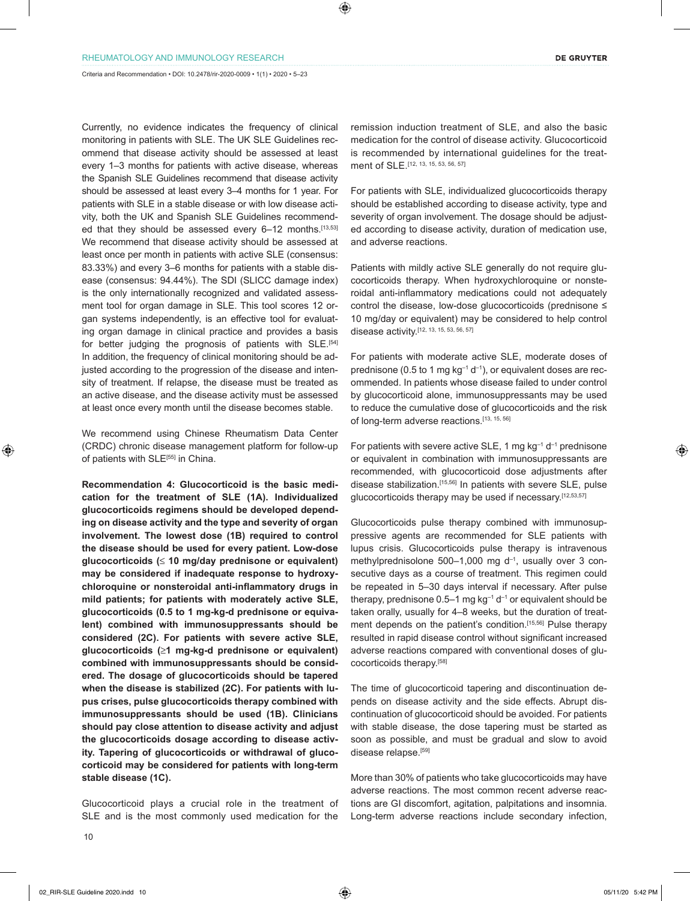Currently, no evidence indicates the frequency of clinical monitoring in patients with SLE. The UK SLE Guidelines recommend that disease activity should be assessed at least every 1–3 months for patients with active disease, whereas the Spanish SLE Guidelines recommend that disease activity should be assessed at least every 3–4 months for 1 year. For patients with SLE in a stable disease or with low disease activity, both the UK and Spanish SLE Guidelines recommended that they should be assessed every 6–12 months.[13,53] We recommend that disease activity should be assessed at least once per month in patients with active SLE (consensus: 83.33%) and every 3–6 months for patients with a stable disease (consensus: 94.44%). The SDI (SLICC damage index) is the only internationally recognized and validated assessment tool for organ damage in SLE. This tool scores 12 organ systems independently, is an effective tool for evaluating organ damage in clinical practice and provides a basis for better judging the prognosis of patients with SLE.[54] In addition, the frequency of clinical monitoring should be adjusted according to the progression of the disease and intensity of treatment. If relapse, the disease must be treated as an active disease, and the disease activity must be assessed at least once every month until the disease becomes stable.

We recommend using Chinese Rheumatism Data Center (CRDC) chronic disease management platform for follow-up of patients with SLE[55] in China.

**Recommendation 4: Glucocorticoid is the basic medication for the treatment of SLE (1A). Individualized glucocorticoids regimens should be developed depending on disease activity and the type and severity of organ involvement. The lowest dose (1B) required to control the disease should be used for every patient. Low-dose glucocorticoids (≤ 10 mg/day prednisone or equivalent) may be considered if inadequate response to hydroxychloroquine or nonsteroidal anti-inflammatory drugs in mild patients; for patients with moderately active SLE, glucocorticoids (0.5 to 1 mg-kg-d prednisone or equivalent) combined with immunosuppressants should be considered (2C). For patients with severe active SLE, glucocorticoids (≥1 mg-kg-d prednisone or equivalent) combined with immunosuppressants should be considered. The dosage of glucocorticoids should be tapered when the disease is stabilized (2C). For patients with lupus crises, pulse glucocorticoids therapy combined with immunosuppressants should be used (1B). Clinicians should pay close attention to disease activity and adjust the glucocorticoids dosage according to disease activity. Tapering of glucocorticoids or withdrawal of glucocorticoid may be considered for patients with long-term stable disease (1C).**

Glucocorticoid plays a crucial role in the treatment of SLE and is the most commonly used medication for the remission induction treatment of SLE, and also the basic medication for the control of disease activity. Glucocorticoid is recommended by international guidelines for the treatment of SLE.[12, 13, 15, 53, 56, 57]

For patients with SLE, individualized glucocorticoids therapy should be established according to disease activity, type and severity of organ involvement. The dosage should be adjusted according to disease activity, duration of medication use, and adverse reactions.

Patients with mildly active SLE generally do not require glucocorticoids therapy. When hydroxychloroquine or nonsteroidal anti-inflammatory medications could not adequately control the disease, low-dose glucocorticoids (prednisone ≤ 10 mg/day or equivalent) may be considered to help control disease activity.[12, 13, 15, 53, 56, 57]

For patients with moderate active SLE, moderate doses of prednisone (0.5 to 1 mg $kg^{-1}$ $d^{-1}$), or equivalent doses are recommended. In patients whose disease failed to under control by glucocorticoid alone, immunosuppressants may be used to reduce the cumulative dose of glucocorticoids and the risk of long-term adverse reactions.[13, 15, 56]

For patients with severe active SLE, 1 mg $kg^{-1}$ $d^{-1}$ prednisone or equivalent in combination with immunosuppressants are recommended, with glucocorticoid dose adjustments after disease stabilization.[15,56] In patients with severe SLE, pulse glucocorticoids therapy may be used if necessary.[12,53,57]

Glucocorticoids pulse therapy combined with immunosuppressive agents are recommended for SLE patients with lupus crisis. Glucocorticoids pulse therapy is intravenous methylprednisolone 500–1,000 mg $d^{-1}$, usually over 3 consecutive days as a course of treatment. This regimen could be repeated in 5–30 days interval if necessary. After pulse therapy, prednisone 0.5–1 mg $kg^{-1}$ $d^{-1}$ or equivalent should be taken orally, usually for 4–8 weeks, but the duration of treatment depends on the patient's condition.[15,56] Pulse therapy resulted in rapid disease control without significant increased adverse reactions compared with conventional doses of glucocorticoids therapy.[58]

The time of glucocorticoid tapering and discontinuation depends on disease activity and the side effects. Abrupt discontinuation of glucocorticoid should be avoided. For patients with stable disease, the dose tapering must be started as soon as possible, and must be gradual and slow to avoid disease relapse.[59]

More than 30% of patients who take glucocorticoids may have adverse reactions. The most common recent adverse reactions are GI discomfort, agitation, palpitations and insomnia. Long-term adverse reactions include secondary infection,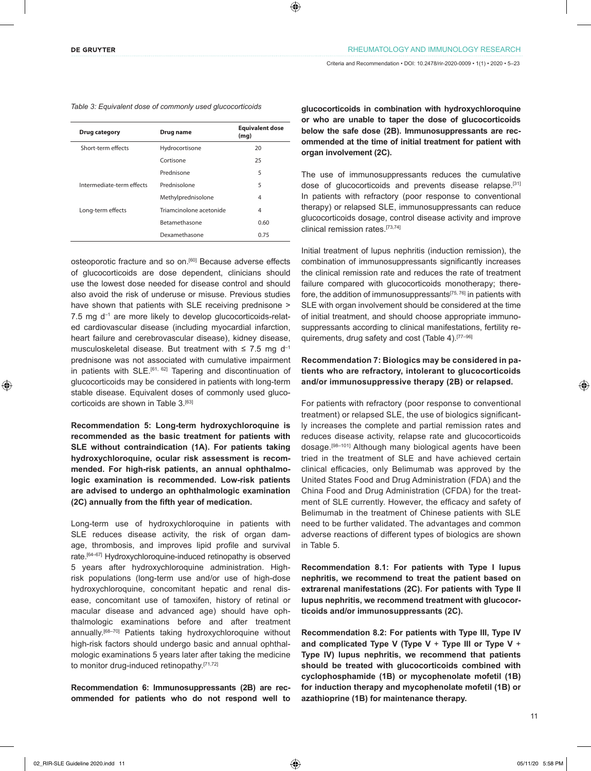*Table 3: Equivalent dose of commonly used glucocorticoids*

| Drug category | Drug name | Equivalent dose (mg) |
|---|---|---|
| Short-term effects | Hydrocortisone | 20 |
| | Cortisone | 25 |
| | Prednisone | 5 |
| Intermediate-term effects | Prednisolone | 5 |
| | Methylprednisolone | 4 |
| Long-term effects | Triamcinolone acetonide | 4 |
| | Betamethasone | 0.60 |
| | Dexamethasone | 0.75 |

osteoporotic fracture and so on.[60] Because adverse effects of glucocorticoids are dose dependent, clinicians should use the lowest dose needed for disease control and should also avoid the risk of underuse or misuse. Previous studies have shown that patients with SLE receiving prednisone > 7.5 mg $d^{-1}$ are more likely to develop glucocorticoids-related cardiovascular disease (including myocardial infarction, heart failure and cerebrovascular disease), kidney disease, musculoskeletal disease. But treatment with ≤ 7.5 mg $d^{-1}$ prednisone was not associated with cumulative impairment in patients with SLE.[61, 62] Tapering and discontinuation of glucocorticoids may be considered in patients with long-term stable disease. Equivalent doses of commonly used glucocorticoids are shown in Table 3.[63]

**Recommendation 5: Long-term hydroxychloroquine is recommended as the basic treatment for patients with SLE without contraindication (1A). For patients taking hydroxychloroquine, ocular risk assessment is recommended. For high-risk patients, an annual ophthalmologic examination is recommended. Low-risk patients are advised to undergo an ophthalmologic examination (2C) annually from the fifth year of medication.**

Long-term use of hydroxychloroquine in patients with SLE reduces disease activity, the risk of organ damage, thrombosis, and improves lipid profile and survival rate.[64–67] Hydroxychloroquine-induced retinopathy is observed 5 years after hydroxychloroquine administration. High-risk populations (long-term use and/or use of high-dose hydroxychloroquine, concomitant hepatic and renal disease, concomitant use of tamoxifen, history of retinal or macular disease and advanced age) should have ophthalmologic examinations before and after treatment annually.[68–70] Patients taking hydroxychloroquine without high-risk factors should undergo basic and annual ophthalmologic examinations 5 years later after taking the medicine to monitor drug-induced retinopathy.[71,72]

**Recommendation 6: Immunosuppressants (2B) are recommended for patients who do not respond well to glucocorticoids in combination with hydroxychloroquine or who are unable to taper the dose of glucocorticoids below the safe dose (2B). Immunosuppressants are recommended at the time of initial treatment for patient with organ involvement (2C).**

The use of immunosuppressants reduces the cumulative dose of glucocorticoids and prevents disease relapse.[31] In patients with refractory (poor response to conventional therapy) or relapsed SLE, immunosuppressants can reduce glucocorticoids dosage, control disease activity and improve clinical remission rates.[73,74]

Initial treatment of lupus nephritis (induction remission), the combination of immunosuppressants significantly increases the clinical remission rate and reduces the rate of treatment failure compared with glucocorticoids monotherapy; therefore, the addition of immunosuppressants[75, 76] in patients with SLE with organ involvement should be considered at the time of initial treatment, and should choose appropriate immunosuppressants according to clinical manifestations, fertility requirements, drug safety and cost (Table 4).[77–96]

**Recommendation 7: Biologics may be considered in patients who are refractory, intolerant to glucocorticoids and/or immunosuppressive therapy (2B) or relapsed.**

For patients with refractory (poor response to conventional treatment) or relapsed SLE, the use of biologics significantly increases the complete and partial remission rates and reduces disease activity, relapse rate and glucocorticoids dosage.[98–101] Although many biological agents have been tried in the treatment of SLE and have achieved certain clinical efficacies, only Belimumab was approved by the United States Food and Drug Administration (FDA) and the China Food and Drug Administration (CFDA) for the treatment of SLE currently. However, the efficacy and safety of Belimumab in the treatment of Chinese patients with SLE need to be further validated. The advantages and common adverse reactions of different types of biologics are shown in Table 5.

**Recommendation 8.1: For patients with Type I lupus nephritis, we recommend to treat the patient based on extrarenal manifestations (2C). For patients with Type II lupus nephritis, we recommend treatment with glucocorticoids and/or immunosuppressants (2C).**

**Recommendation 8.2: For patients with Type III, Type IV and complicated Type V (Type V + Type III or Type V + Type IV) lupus nephritis, we recommend that patients should be treated with glucocorticoids combined with cyclophosphamide (1B) or mycophenolate mofetil (1B) for induction therapy and mycophenolate mofetil (1B) or azathioprine (1B) for maintenance therapy.**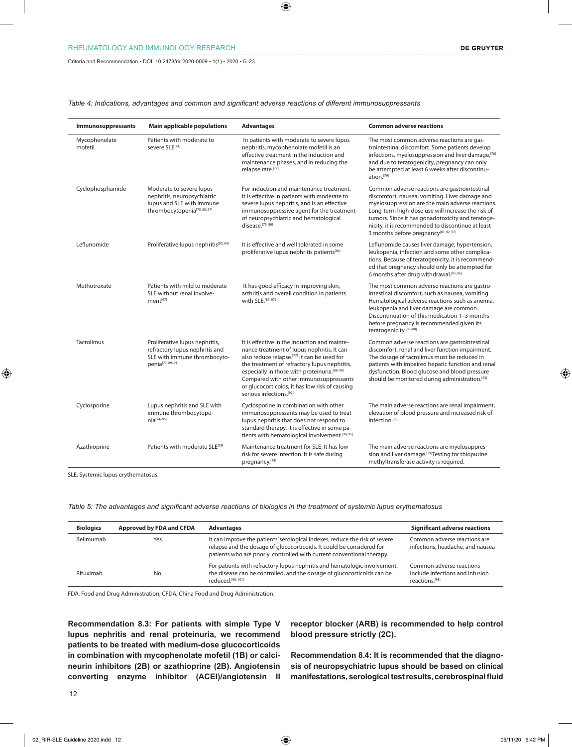*Table 4: Indications, advantages and common and significant adverse reactions of different immunosuppressants*

| Immunosuppressants | Main applicable populations | Advantages | Common adverse reactions |
|---|---|---|---|
| Mycophenolate mofetil | Patients with moderate to severe SLE[74] | In patients with moderate to severe lupus nephritis, mycophenolate mofetil is an effective treatment in the induction and maintenance phases, and in reducing the relapse rate.[77] | The most common adverse reactions are gastrointestinal discomfort. Some patients develop infections, myelosuppression and liver damage,[78] and due to teratogenicity, pregnancy can only be attempted at least 6 weeks after discontinuation.[79] |
| Cyclophosphamide | Moderate to severe lupus nephritis, neuropsychiatric lupus and SLE with immune thrombocytopenia[75, 80, 97] | For induction and maintenance treatment. It is effective in patients with moderate to severe lupus nephritis, and is an effective immunosuppressive agent for the treatment of neuropsychiatric and hematological disease.[75, 80] | Common adverse reactions are gastrointestinal discomfort, nausea, vomiting. Liver damage and myelosuppression are the main adverse reactions. Long-term high-dose use will increase the risk of tumors. Since it has gonadotoxicity and teratogenicity, it is recommended to discontinue at least 3 months before pregnancy[81, 82, 97] |
| Leflunomide | Proliferative lupus nephritis[83, 84] | It is effective and well tolerated in some proliferative lupus nephritis patients[84] | Leflunomide causes liver damage, hypertension, leukopenia, infection and some other complications. Because of teratogenicity, it is recommended that pregnancy should only be attempted for 6 months after drug withdrawal.[85, 86] |
| Methotrexate | Patients with mild to moderate SLE without renal involvement[97] | It has good efficacy in improving skin, arthritis and overall condition in patients with SLE.[87, 97] | The most common adverse reactions are gastrointestinal discomfort, such as nausea, vomiting. Hematological adverse reactions such as anemia, leukopenia and liver damage are common. Discontinuation of this medication 1–3 months before pregnancy is recommended given its teratogenicity.[86–88] |
| Tacrolimus | Proliferative lupus nephritis, refractory lupus nephritis and SLE with immune thrombocytopenia[77, 89–91] | It is effective in the induction and maintenance treatment of lupus nephritis. It can also reduce relapse.[77] It can be used for the treatment of refractory lupus nephritis, especially in those with proteinuria.[89, 90] Compared with other immunosuppressants or glucocorticoids, it has low risk of causing serious infections.[92] | Common adverse reactions are gastrointestinal discomfort, renal and liver function impairment. The dosage of tacrolimus must be reduced in patients with impaired hepatic function and renal dysfunction. Blood glucose and blood pressure should be monitored during administration.[93] |
| Cyclosporine | Lupus nephritis and SLE with immune thrombocytopenia[94–96] | Cyclosporine in combination with other immunosuppressants may be used to treat lupus nephritis that does not respond to standard therapy, it is effective in some patients with hematological involvement.[94, 95] | The main adverse reactions are renal impairment, elevation of blood pressure and increased risk of infection.[95] |
| Azathioprine | Patients with moderate SLE[79] | Maintenance treatment for SLE. It has low risk for severe infection. It is safe during pregnancy.[79] | The main adverse reactions are myelosuppression and liver damage.[79] Testing for thiopurine methyltransferase activity is required. |

SLE, Systemic lupus erythematosus.

*Table 5: The advantages and significant adverse reactions of biologics in the treatment of systemic lupus erythematosus*

| Biologics | Approved by FDA and CFDA | Advantages | Significant adverse reactions |
|---|---|---|---|
| Belimumab | Yes | It can improve the patients' serological indexes, reduce the risk of severe relapse and the dosage of glucocorticoids. It could be considered for patients who are poorly controlled with current conventional therapy. | Common adverse reactions are infections, headache, and nausea |
| Rituximab | No | For patients with refractory lupus nephritis and hematologic involvement, the disease can be controlled, and the dosage of glucocorticoids can be reduced.[98, 101] | Common adverse reactions include infections and infusion reactions.[98] |

FDA, Food and Drug Administration; CFDA, China Food and Drug Administration.

**Recommendation 8.3: For patients with simple Type V lupus nephritis and renal proteinuria, we recommend patients to be treated with medium-dose glucocorticoids in combination with mycophenolate mofetil (1B) or calcineurin inhibitors (2B) or azathioprine (2B). Angiotensin converting enzyme inhibitor (ACEI)/angiotensin II receptor blocker (ARB) is recommended to help control blood pressure strictly (2C).**

**Recommendation 8.4: It is recommended that the diagnosis of neuropsychiatric lupus should be based on clinical manifestations, serological test results, cerebrospinal fluid**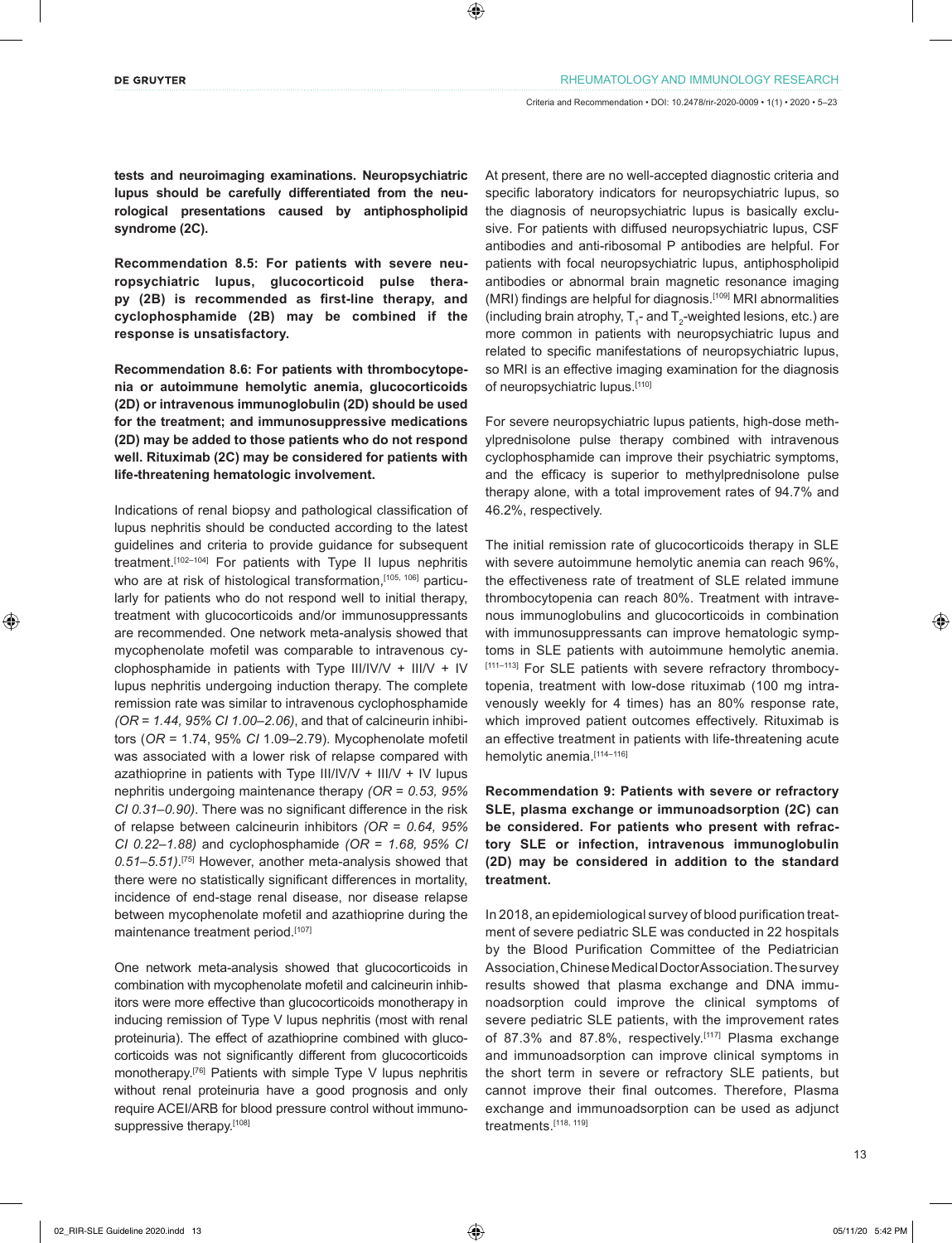**tests and neuroimaging examinations. Neuropsychiatric lupus should be carefully differentiated from the neurological presentations caused by antiphospholipid syndrome (2C).**

**Recommendation 8.5: For patients with severe neuropsychiatric lupus, glucocorticoid pulse therapy (2B) is recommended as first-line therapy, and cyclophosphamide (2B) may be combined if the response is unsatisfactory.**

**Recommendation 8.6: For patients with thrombocytopenia or autoimmune hemolytic anemia, glucocorticoids (2D) or intravenous immunoglobulin (2D) should be used for the treatment; and immunosuppressive medications (2D) may be added to those patients who do not respond well. Rituximab (2C) may be considered for patients with life-threatening hematologic involvement.**

Indications of renal biopsy and pathological classification of lupus nephritis should be conducted according to the latest guidelines and criteria to provide guidance for subsequent treatment.[102–104] For patients with Type II lupus nephritis who are at risk of histological transformation,[105, 106] particularly for patients who do not respond well to initial therapy, treatment with glucocorticoids and/or immunosuppressants are recommended. One network meta-analysis showed that mycophenolate mofetil was comparable to intravenous cyclophosphamide in patients with Type III/IV/V + III/V + IV lupus nephritis undergoing induction therapy. The complete remission rate was similar to intravenous cyclophosphamide *(OR = 1.44, 95% CI 1.00–2.06)*, and that of calcineurin inhibitors (*OR* = 1.74, 95% *CI* 1.09–2.79). Mycophenolate mofetil was associated with a lower risk of relapse compared with azathioprine in patients with Type III/IV/V + III/V + IV lupus nephritis undergoing maintenance therapy *(OR = 0.53, 95% CI 0.31–0.90)*. There was no significant difference in the risk of relapse between calcineurin inhibitors *(OR = 0.64, 95% CI 0.22–1.88)* and cyclophosphamide *(OR = 1.68, 95% CI 0.51–5.51)*.[75] However, another meta-analysis showed that there were no statistically significant differences in mortality, incidence of end-stage renal disease, nor disease relapse between mycophenolate mofetil and azathioprine during the maintenance treatment period.[107]

One network meta-analysis showed that glucocorticoids in combination with mycophenolate mofetil and calcineurin inhibitors were more effective than glucocorticoids monotherapy in inducing remission of Type V lupus nephritis (most with renal proteinuria). The effect of azathioprine combined with glucocorticoids was not significantly different from glucocorticoids monotherapy.[76] Patients with simple Type V lupus nephritis without renal proteinuria have a good prognosis and only require ACEI/ARB for blood pressure control without immunosuppressive therapy.[108]

At present, there are no well-accepted diagnostic criteria and specific laboratory indicators for neuropsychiatric lupus, so the diagnosis of neuropsychiatric lupus is basically exclusive. For patients with diffused neuropsychiatric lupus, CSF antibodies and anti-ribosomal P antibodies are helpful. For patients with focal neuropsychiatric lupus, antiphospholipid antibodies or abnormal brain magnetic resonance imaging (MRI) findings are helpful for diagnosis.[109] MRI abnormalities (including brain atrophy, $T_1$- and $T_2$-weighted lesions, etc.) are more common in patients with neuropsychiatric lupus and related to specific manifestations of neuropsychiatric lupus, so MRI is an effective imaging examination for the diagnosis of neuropsychiatric lupus.[110]

For severe neuropsychiatric lupus patients, high-dose methylprednisolone pulse therapy combined with intravenous cyclophosphamide can improve their psychiatric symptoms, and the efficacy is superior to methylprednisolone pulse therapy alone, with a total improvement rates of 94.7% and 46.2%, respectively.

The initial remission rate of glucocorticoids therapy in SLE with severe autoimmune hemolytic anemia can reach 96%, the effectiveness rate of treatment of SLE related immune thrombocytopenia can reach 80%. Treatment with intravenous immunoglobulins and glucocorticoids in combination with immunosuppressants can improve hematologic symptoms in SLE patients with autoimmune hemolytic anemia.[111–113] For SLE patients with severe refractory thrombocytopenia, treatment with low-dose rituximab (100 mg intravenously weekly for 4 times) has an 80% response rate, which improved patient outcomes effectively. Rituximab is an effective treatment in patients with life-threatening acute hemolytic anemia.[114–116]

**Recommendation 9: Patients with severe or refractory SLE, plasma exchange or immunoadsorption (2C) can be considered. For patients who present with refractory SLE or infection, intravenous immunoglobulin (2D) may be considered in addition to the standard treatment.**

In 2018, an epidemiological survey of blood purification treatment of severe pediatric SLE was conducted in 22 hospitals by the Blood Purification Committee of the Pediatrician Association, Chinese Medical Doctor Association. The survey results showed that plasma exchange and DNA immunoadsorption could improve the clinical symptoms of severe pediatric SLE patients, with the improvement rates of 87.3% and 87.8%, respectively.[117] Plasma exchange and immunoadsorption can improve clinical symptoms in the short term in severe or refractory SLE patients, but cannot improve their final outcomes. Therefore, Plasma exchange and immunoadsorption can be used as adjunct treatments.[118, 119]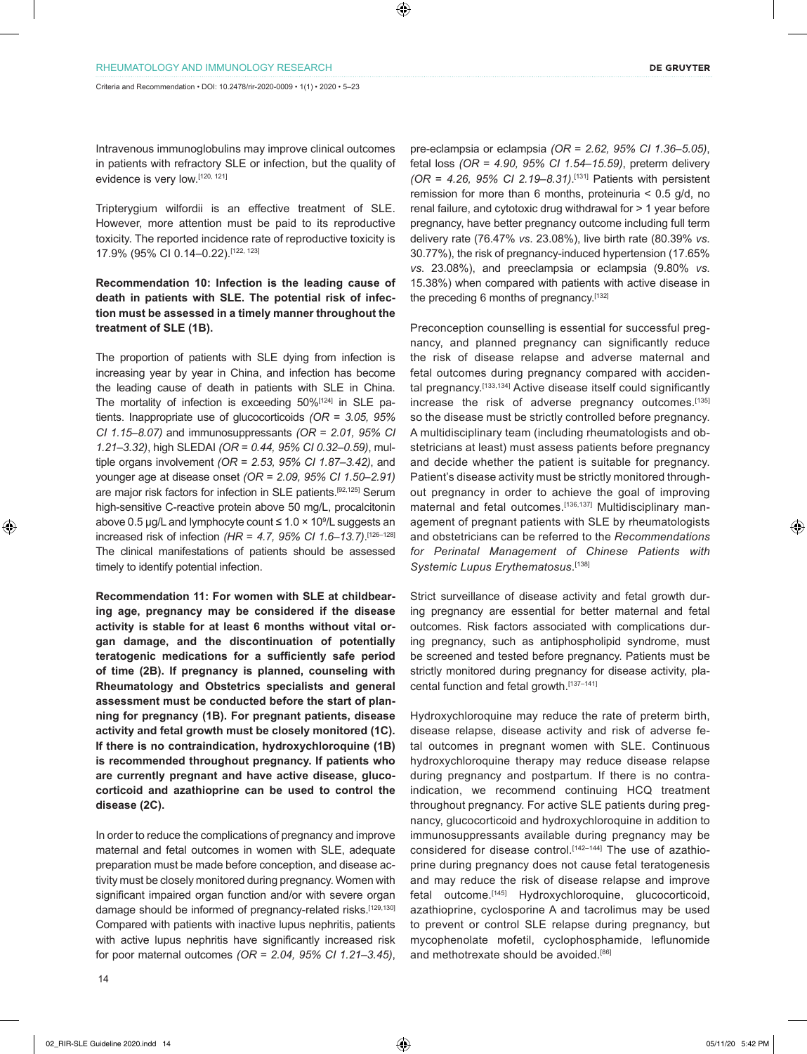Intravenous immunoglobulins may improve clinical outcomes in patients with refractory SLE or infection, but the quality of evidence is very low.[120, 121]

Tripterygium wilfordii is an effective treatment of SLE. However, more attention must be paid to its reproductive toxicity. The reported incidence rate of reproductive toxicity is 17.9% (95% CI 0.14–0.22).[122, 123]

**Recommendation 10: Infection is the leading cause of death in patients with SLE. The potential risk of infection must be assessed in a timely manner throughout the treatment of SLE (1B).**

The proportion of patients with SLE dying from infection is increasing year by year in China, and infection has become the leading cause of death in patients with SLE in China. The mortality of infection is exceeding 50%[124] in SLE patients. Inappropriate use of glucocorticoids *(OR = 3.05, 95% CI 1.15–8.07)* and immunosuppressants *(OR = 2.01, 95% CI 1.21–3.32)*, high SLEDAI *(OR = 0.44, 95% CI 0.32–0.59)*, multiple organs involvement *(OR = 2.53, 95% CI 1.87–3.42)*, and younger age at disease onset *(OR = 2.09, 95% CI 1.50–2.91)* are major risk factors for infection in SLE patients.[92,125] Serum high-sensitive C-reactive protein above 50 mg/L, procalcitonin above 0.5 μg/L and lymphocyte count ≤ 1.0 × $10^9$/L suggests an increased risk of infection *(HR = 4.7, 95% CI 1.6–13.7)*.[126–128] The clinical manifestations of patients should be assessed timely to identify potential infection.

**Recommendation 11: For women with SLE at childbearing age, pregnancy may be considered if the disease activity is stable for at least 6 months without vital organ damage, and the discontinuation of potentially teratogenic medications for a sufficiently safe period of time (2B). If pregnancy is planned, counseling with Rheumatology and Obstetrics specialists and general assessment must be conducted before the start of planning for pregnancy (1B). For pregnant patients, disease activity and fetal growth must be closely monitored (1C). If there is no contraindication, hydroxychloroquine (1B) is recommended throughout pregnancy. If patients who are currently pregnant and have active disease, glucocorticoid and azathioprine can be used to control the disease (2C).**

In order to reduce the complications of pregnancy and improve maternal and fetal outcomes in women with SLE, adequate preparation must be made before conception, and disease activity must be closely monitored during pregnancy. Women with significant impaired organ function and/or with severe organ damage should be informed of pregnancy-related risks.[129,130] Compared with patients with inactive lupus nephritis, patients with active lupus nephritis have significantly increased risk for poor maternal outcomes *(OR = 2.04, 95% CI 1.21–3.45)*, pre-eclampsia or eclampsia *(OR = 2.62, 95% CI 1.36–5.05)*, fetal loss *(OR = 4.90, 95% CI 1.54–15.59)*, preterm delivery *(OR = 4.26, 95% CI 2.19–8.31)*.[131] Patients with persistent remission for more than 6 months, proteinuria < 0.5 g/d, no renal failure, and cytotoxic drug withdrawal for > 1 year before pregnancy, have better pregnancy outcome including full term delivery rate (76.47% *vs.* 23.08%), live birth rate (80.39% *vs.* 30.77%), the risk of pregnancy-induced hypertension (17.65% *vs.* 23.08%), and preeclampsia or eclampsia (9.80% *vs.* 15.38%) when compared with patients with active disease in the preceding 6 months of pregnancy.[132]

Preconception counselling is essential for successful pregnancy, and planned pregnancy can significantly reduce the risk of disease relapse and adverse maternal and fetal outcomes during pregnancy compared with accidental pregnancy.[133,134] Active disease itself could significantly increase the risk of adverse pregnancy outcomes.[135] so the disease must be strictly controlled before pregnancy. A multidisciplinary team (including rheumatologists and obstetricians at least) must assess patients before pregnancy and decide whether the patient is suitable for pregnancy. Patient's disease activity must be strictly monitored throughout pregnancy in order to achieve the goal of improving maternal and fetal outcomes.[136,137] Multidisciplinary management of pregnant patients with SLE by rheumatologists and obstetricians can be referred to the *Recommendations for Perinatal Management of Chinese Patients with Systemic Lupus Erythematosus*.[138]

Strict surveillance of disease activity and fetal growth during pregnancy are essential for better maternal and fetal outcomes. Risk factors associated with complications during pregnancy, such as antiphospholipid syndrome, must be screened and tested before pregnancy. Patients must be strictly monitored during pregnancy for disease activity, placental function and fetal growth.[137–141]

Hydroxychloroquine may reduce the rate of preterm birth, disease relapse, disease activity and risk of adverse fetal outcomes in pregnant women with SLE. Continuous hydroxychloroquine therapy may reduce disease relapse during pregnancy and postpartum. If there is no contraindication, we recommend continuing HCQ treatment throughout pregnancy. For active SLE patients during pregnancy, glucocorticoid and hydroxychloroquine in addition to immunosuppressants available during pregnancy may be considered for disease control.[142–144] The use of azathioprine during pregnancy does not cause fetal teratogenesis and may reduce the risk of disease relapse and improve fetal outcome.[145] Hydroxychloroquine, glucocorticoid, azathioprine, cyclosporine A and tacrolimus may be used to prevent or control SLE relapse during pregnancy, but mycophenolate mofetil, cyclophosphamide, leflunomide and methotrexate should be avoided.[86]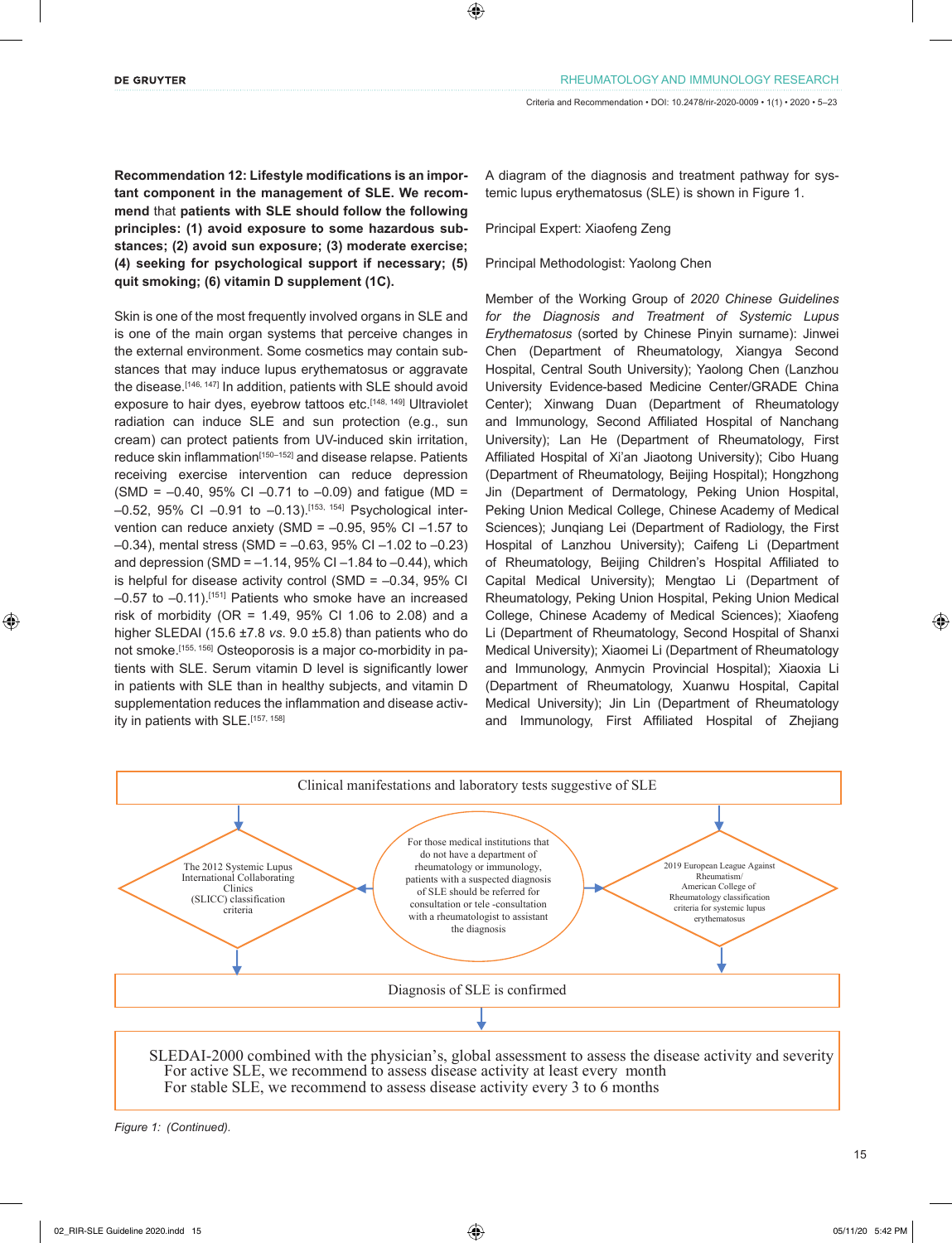**Recommendation 12: Lifestyle modifications is an important component in the management of SLE. We recommend** that **patients with SLE should follow the following principles: (1) avoid exposure to some hazardous substances; (2) avoid sun exposure; (3) moderate exercise; (4) seeking for psychological support if necessary; (5) quit smoking; (6) vitamin D supplement (1C).**

Skin is one of the most frequently involved organs in SLE and is one of the main organ systems that perceive changes in the external environment. Some cosmetics may contain substances that may induce lupus erythematosus or aggravate the disease.[146, 147] In addition, patients with SLE should avoid exposure to hair dyes, eyebrow tattoos etc.[148, 149] Ultraviolet radiation can induce SLE and sun protection (e.g., sun cream) can protect patients from UV-induced skin irritation, reduce skin inflammation[150–152] and disease relapse. Patients receiving exercise intervention can reduce depression (SMD = –0.40, 95% CI –0.71 to –0.09) and fatigue (MD = –0.52, 95% CI –0.91 to –0.13).[153, 154] Psychological intervention can reduce anxiety (SMD = –0.95, 95% CI –1.57 to –0.34), mental stress (SMD = –0.63, 95% CI –1.02 to –0.23) and depression (SMD = –1.14, 95% CI –1.84 to –0.44), which is helpful for disease activity control (SMD = –0.34, 95% CI –0.57 to –0.11).[151] Patients who smoke have an increased risk of morbidity (OR = 1.49, 95% CI 1.06 to 2.08) and a higher SLEDAI (15.6 ±7.8 *vs.* 9.0 ±5.8) than patients who do not smoke.[155, 156] Osteoporosis is a major co-morbidity in patients with SLE. Serum vitamin D level is significantly lower in patients with SLE than in healthy subjects, and vitamin D supplementation reduces the inflammation and disease activity in patients with SLE.[157, 158]

A diagram of the diagnosis and treatment pathway for systemic lupus erythematosus (SLE) is shown in Figure 1.

Principal Expert: Xiaofeng Zeng

Principal Methodologist: Yaolong Chen

Member of the Working Group of *2020 Chinese Guidelines for the Diagnosis and Treatment of Systemic Lupus Erythematosus* (sorted by Chinese Pinyin surname): Jinwei Chen (Department of Rheumatology, Xiangya Second Hospital, Central South University); Yaolong Chen (Lanzhou University Evidence-based Medicine Center/GRADE China Center); Xinwang Duan (Department of Rheumatology and Immunology, Second Affiliated Hospital of Nanchang University); Lan He (Department of Rheumatology, First Affiliated Hospital of Xi'an Jiaotong University); Cibo Huang (Department of Rheumatology, Beijing Hospital); Hongzhong Jin (Department of Dermatology, Peking Union Hospital, Peking Union Medical College, Chinese Academy of Medical Sciences); Junqiang Lei (Department of Radiology, the First Hospital of Lanzhou University); Caifeng Li (Department of Rheumatology, Beijing Children's Hospital Affiliated to Capital Medical University); Mengtao Li (Department of Rheumatology, Peking Union Hospital, Peking Union Medical College, Chinese Academy of Medical Sciences); Xiaofeng Li (Department of Rheumatology, Second Hospital of Shanxi Medical University); Xiaomei Li (Department of Rheumatology and Immunology, Anmycin Provincial Hospital); Xiaoxia Li (Department of Rheumatology, Xuanwu Hospital, Capital Medical University); Jin Lin (Department of Rheumatology and Immunology, First Affiliated Hospital of Zhejiang

Clinical manifestations and laboratory tests suggestive of SLE

The 2012 Systemic Lupus International Collaborating Clinics (SLICC) classification criteria

For those medical institutions that do not have a department of rheumatology or immunology, patients with a suspected diagnosis of SLE should be referred for consultation or tele -consultation with a rheumatologist to assistant the diagnosis

2019 European League Against Rheumatism/ American College of Rheumatology classification criteria for systemic lupus erythematosus

Diagnosis of SLE is confirmed

SLEDAI-2000 combined with the physician's, global assessment to assess the disease activity and severity
For active SLE, we recommend to assess disease activity at least every month
For stable SLE, we recommend to assess disease activity every 3 to 6 months

*Figure 1: (Continued).*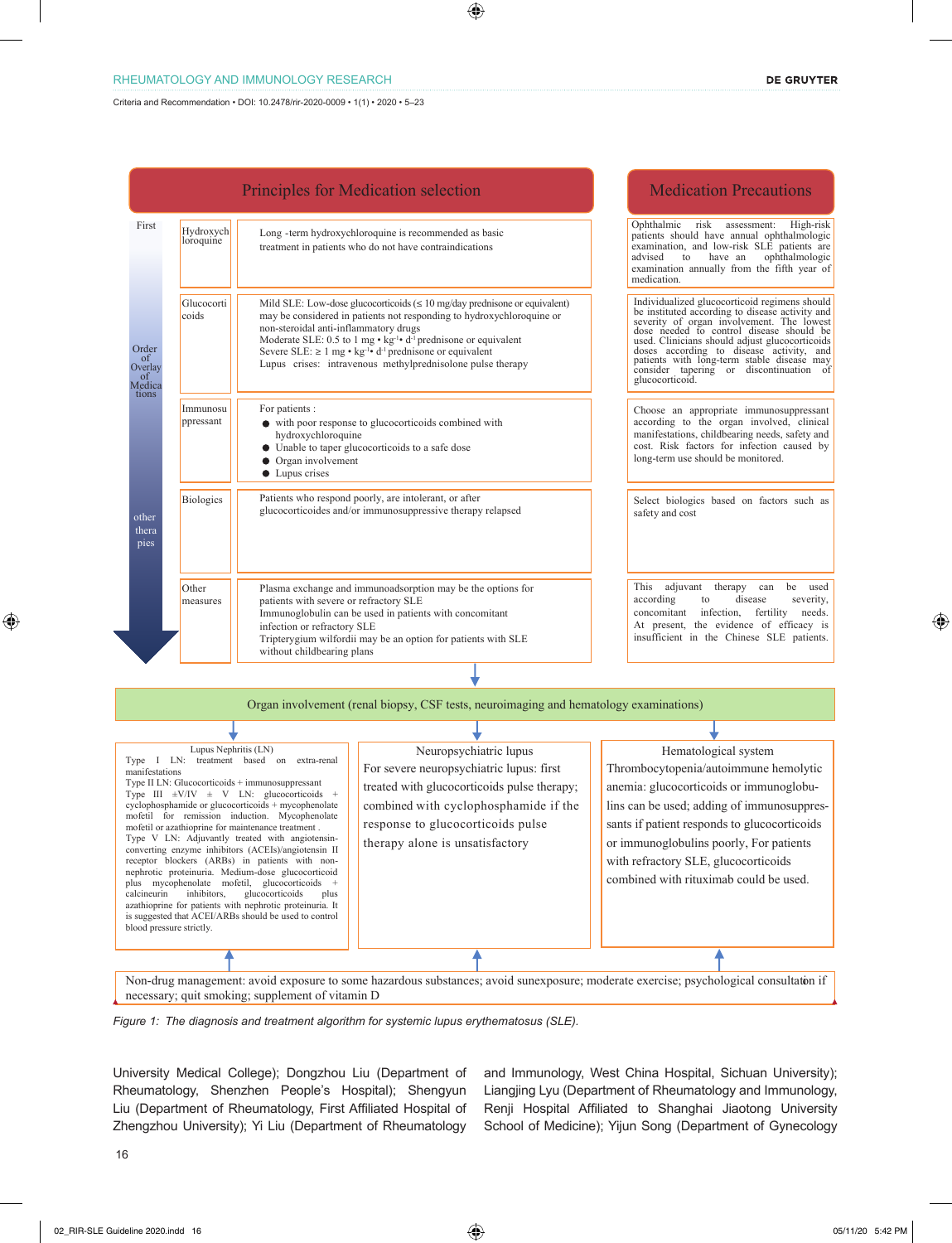## Principles for Medication selection

| Order of Overlay of Medications | Medication | Principles for Medication selection | Medication Precautions |
|---|---|---|---|
| First | Hydroxychloroquine | Long -term hydroxychloroquine is recommended as basic treatment in patients who do not have contraindications | Ophthalmic risk assessment: High-risk patients should have annual ophthalmologic examination, and low-risk SLE patients are advised to have an ophthalmologic examination annually from the fifth year of medication. |
| | Glucocorticoids | Mild SLE: Low-dose glucocorticoids (≤ 10 mg/day prednisone or equivalent) may be considered in patients not responding to hydroxychloroquine or non-steroidal anti-inflammatory drugs<br>Moderate SLE: 0.5 to 1 mg • $kg^{-1}$• $d^{-1}$ prednisone or equivalent<br>Severe SLE: ≥ 1 mg • $kg^{-1}$• $d^{-1}$ prednisone or equivalent<br>Lupus crises: intravenous methylprednisolone pulse therapy | Individualized glucocorticoid regimens should be instituted according to disease activity and severity of organ involvement. The lowest dose needed to control disease should be used. Clinicians should adjust glucocorticoids doses according to disease activity, and patients with long-term stable disease may consider tapering or discontinuation of glucocorticoid. |
| | Immunosuppressant | For patients :<br>● with poor response to glucocorticoids combined with hydroxychloroquine<br>● Unable to taper glucocorticoids to a safe dose<br>● Organ involvement<br>● Lupus crises | Choose an appropriate immunosuppressant according to the organ involved, clinical manifestations, childbearing needs, safety and cost. Risk factors for infection caused by long-term use should be monitored. |
| | Biologics | Patients who respond poorly, are intolerant, or after glucocorticoides and/or immunosuppressive therapy relapsed | Select biologics based on factors such as safety and cost |
| other therapies | Other measures | Plasma exchange and immunoadsorption may be the options for patients with severe or refractory SLE<br>Immunoglobulin can be used in patients with concomitant infection or refractory SLE<br>Tripterygium wilfordii may be an option for patients with SLE without childbearing plans | This adjuvant therapy can be used according to disease severity, concomitant infection, fertility needs. At present, the evidence of efficacy is insufficient in the Chinese SLE patients. |

**Organ involvement (renal biopsy, CSF tests, neuroimaging and hematology examinations)**

**Lupus Nephritis (LN)**

Type I LN: treatment based on extra-renal manifestations
Type II LN: Glucocorticoids + immunosuppressant
Type III ±V/IV ± V LN: glucocorticoids + cyclophosphamide or glucocorticoids + mycophenolate mofetil for remission induction. Mycophenolate mofetil or azathioprine for maintenance treatment .
Type V LN: Adjuvantly treated with angiotensin-converting enzyme inhibitors (ACEIs)/angiotensin II receptor blockers (ARBs) in patients with non-nephrotic proteinuria. Medium-dose glucocorticoid plus mycophenolate mofetil, glucocorticoids + calcineurin inhibitors, glucocorticoids plus azathioprine for patients with nephrotic proteinuria. It is suggested that ACEI/ARBs should be used to control blood pressure strictly.

**Neuropsychiatric lupus**

For severe neuropsychiatric lupus: first treated with glucocorticoids pulse therapy; combined with cyclophosphamide if the response to glucocorticoids pulse therapy alone is unsatisfactory

**Hematological system**

Thrombocytopenia/autoimmune hemolytic anemia: glucocorticoids or immunoglobulins can be used; adding of immunosuppressants if patient responds to glucocorticoids or immunoglobulins poorly, For patients with refractory SLE, glucocorticoids combined with rituximab could be used.

Non-drug management: avoid exposure to some hazardous substances; avoid sunexposure; moderate exercise; psychological consultation if necessary; quit smoking; supplement of vitamin D

*Figure 1: The diagnosis and treatment algorithm for systemic lupus erythematosus (SLE).*

University Medical College); Dongzhou Liu (Department of Rheumatology, Shenzhen People's Hospital); Shengyun Liu (Department of Rheumatology, First Affiliated Hospital of Zhengzhou University); Yi Liu (Department of Rheumatology and Immunology, West China Hospital, Sichuan University); Liangjing Lyu (Department of Rheumatology and Immunology, Renji Hospital Affiliated to Shanghai Jiaotong University School of Medicine); Yijun Song (Department of Gynecology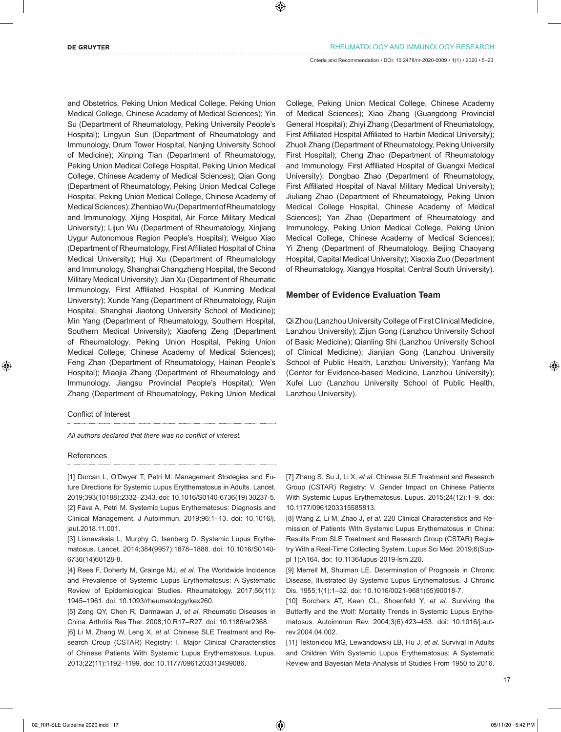and Obstetrics, Peking Union Medical College, Peking Union Medical College, Chinese Academy of Medical Sciences); Yin Su (Department of Rheumatology, Peking University People's Hospital); Lingyun Sun (Department of Rheumatology and Immunology, Drum Tower Hospital, Nanjing University School of Medicine); Xinping Tian (Department of Rheumatology, Peking Union Medical College Hospital, Peking Union Medical College, Chinese Academy of Medical Sciences); Qian Gong (Department of Rheumatology, Peking Union Medical College Hospital, Peking Union Medical College, Chinese Academy of Medical Sciences); Zhenbiao Wu (Department of Rheumatology and Immunology, Xijing Hospital, Air Force Military Medical University); Lijun Wu (Department of Rheumatology, Xinjiang Uygur Autonomous Region People's Hospital); Weiguo Xiao (Department of Rheumatology, First Affiliated Hospital of China Medical University); Huji Xu (Department of Rheumatology and Immunology, Shanghai Changzheng Hospital, the Second Military Medical University); Jian Xu (Department of Rheumatic Immunology, First Affiliated Hospital of Kunming Medical University); Xunde Yang (Department of Rheumatology, Ruijin Hospital, Shanghai Jiaotong University School of Medicine); Min Yang (Department of Rheumatology, Southern Hospital, Southern Medical University); Xiaofeng Zeng (Department of Rheumatology, Peking Union Hospital, Peking Union Medical College, Chinese Academy of Medical Sciences); Feng Zhan (Department of Rheumatology, Hainan People's Hospital); Miaojia Zhang (Department of Rheumatology and Immunology, Jiangsu Provincial People's Hospital); Wen Zhang (Department of Rheumatology, Peking Union Medical College, Peking Union Medical College, Chinese Academy of Medical Sciences); Xiao Zhang (Guangdong Provincial General Hospital); Zhiyi Zhang (Department of Rheumatology, First Affiliated Hospital Affiliated to Harbin Medical University); Zhuoli Zhang (Department of Rheumatology, Peking University First Hospital); Cheng Zhao (Department of Rheumatology and Immunology, First Affiliated Hospital of Guangxi Medical University); Dongbao Zhao (Department of Rheumatology, First Affiliated Hospital of Naval Military Medical University); Jiuliang Zhao (Department of Rheumatology, Peking Union Medical College Hospital, Chinese Academy of Medical Sciences); Yan Zhao (Department of Rheumatology and Immunology, Peking Union Medical College, Peking Union Medical College, Chinese Academy of Medical Sciences); Yi Zheng (Department of Rheumatology, Beijing Chaoyang Hospital, Capital Medical University); Xiaoxia Zuo (Department of Rheumatology, Xiangya Hospital, Central South University).

## Member of Evidence Evaluation Team

Qi Zhou (Lanzhou University College of First Clinical Medicine, Lanzhou University); Zijun Gong (Lanzhou University School of Basic Medicine); Qianling Shi (Lanzhou University School of Clinical Medicine); Jianjian Gong (Lanzhou University School of Public Health, Lanzhou University); Yanfang Ma (Center for Evidence-based Medicine, Lanzhou University); Xufei Luo (Lanzhou University School of Public Health, Lanzhou University).

### Conflict of Interest

*All authors declared that there was no conflict of interest.*

### References

[1] Durcan L, O'Dwyer T, Petri M. Management Strategies and Future Directions for Systemic Lupus Erythematosus in Adults. Lancet. 2019;393(10188):2332–2343. doi: 10.1016/S0140-6736(19) 30237-5.

[2] Fava A, Petri M. Systemic Lupus Erythematosus: Diagnosis and Clinical Management. J Autoimmun. 2019;96:1–13. doi: 10.1016/j.jaut.2018.11.001.

[3] Lisnevskaia L, Murphy G, Isenberg D. Systemic Lupus Erythematosus. Lancet. 2014;384(9957):1878–1888. doi: 10.1016/S0140-6736(14)60128-8.

[4] Rees F, Doherty M, Grainge MJ, *et al.* The Worldwide Incidence and Prevalence of Systemic Lupus Erythematosus: A Systematic Review of Epidemiological Studies. Rheumatology. 2017;56(11): 1945–1961. doi: 10.1093/rheumatology/kex260.

[5] Zeng QY, Chen R, Darmawan J, *et al.* Rheumatic Diseases in China. Arthritis Res Ther. 2008;10:R17–R27. doi: 10.1186/ar2368.

[6] Li M, Zhang W, Leng X, *et al.* Chinese SLE Treatment and Research Croup (CSTAR) Registry: I. Major Clinical Characteristics of Chinese Patients With Systemic Lupus Erythematosus. Lupus. 2013;22(11):1192–1199. doi: 10.1177/0961203313499086.

[7] Zhang S, Su J, Li X, *et al.* Chinese SLE Treatment and Research Group (CSTAR) Registry: V. Gender Impact on Chinese Patients With Systemic Lupus Erythematosus. Lupus. 2015;24(12):1–9. doi: 10.1177/0961203315585813.

[8] Wang Z, Li M, Zhao J, *et al.* 220 Clinical Characteristics and Remission of Patients With Systemic Lupus Erythematosus in China: Results From SLE Treatment and Research Group (CSTAR) Registry With a Real-Time Collecting System. Lupus Sci Med. 2019;6(Suppl 1):A164. doi: 10.1136/lupus-2019-lsm.220.

[9] Merrell M, Shulman LE. Determination of Prognosis in Chronic Disease, Illustrated By Systemic Lupus Erythematosus. J Chronic Dis. 1955;1(1):1–32. doi: 10.1016/0021-9681(55)90018-7.

[10] Borchers AT, Keen CL, Shoenfeld Y, *et al.* Surviving the Butterfly and the Wolf: Mortality Trends in Systemic Lupus Erythematosus. Autoimmun Rev. 2004;3(6):423–453. doi: 10.1016/j.autrev.2004.04.002.

[11] Tektonidou MG, Lewandowski LB, Hu J, *et al.* Survival in Adults and Children With Systemic Lupus Erythematosus: A Systematic Review and Bayesian Meta-Analysis of Studies From 1950 to 2016.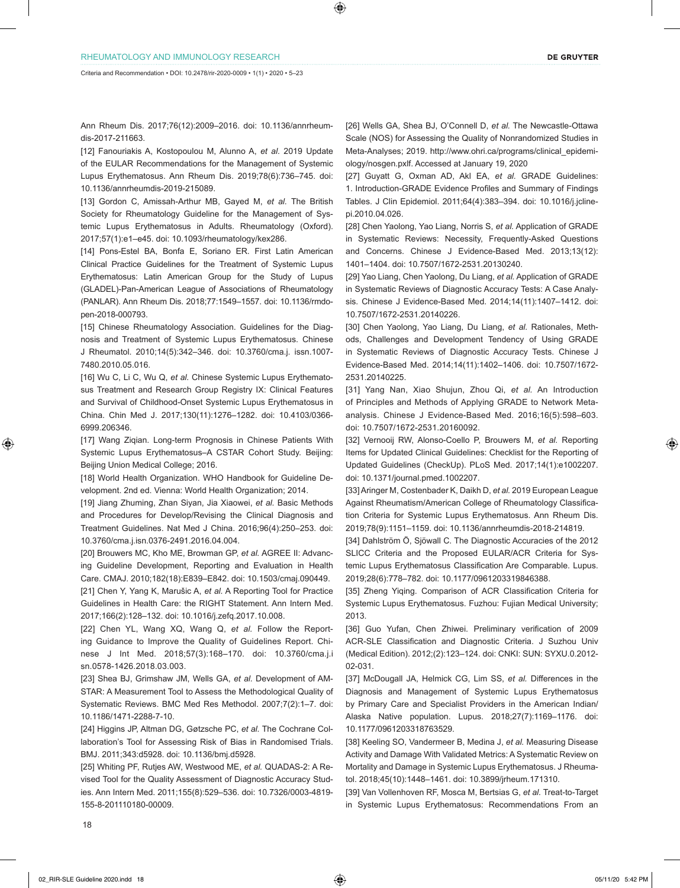Ann Rheum Dis. 2017;76(12):2009–2016. doi: 10.1136/annrheumdis-2017-211663.

[12] Fanouriakis A, Kostopoulou M, Alunno A, *et al.* 2019 Update of the EULAR Recommendations for the Management of Systemic Lupus Erythematosus. Ann Rheum Dis. 2019;78(6):736–745. doi: 10.1136/annrheumdis-2019-215089.

[13] Gordon C, Amissah-Arthur MB, Gayed M, *et al.* The British Society for Rheumatology Guideline for the Management of Systemic Lupus Erythematosus in Adults. Rheumatology (Oxford). 2017;57(1):e1–e45. doi: 10.1093/rheumatology/kex286.

[14] Pons-Estel BA, Bonfa E, Soriano ER. First Latin American Clinical Practice Guidelines for the Treatment of Systemic Lupus Erythematosus: Latin American Group for the Study of Lupus (GLADEL)-Pan-American League of Associations of Rheumatology (PANLAR). Ann Rheum Dis. 2018;77:1549–1557. doi: 10.1136/rmdopen-2018-000793.

[15] Chinese Rheumatology Association. Guidelines for the Diagnosis and Treatment of Systemic Lupus Erythematosus. Chinese J Rheumatol. 2010;14(5):342–346. doi: 10.3760/cma.j. issn.1007-7480.2010.05.016.

[16] Wu C, Li C, Wu Q, *et al.* Chinese Systemic Lupus Erythematosus Treatment and Research Group Registry IX: Clinical Features and Survival of Childhood-Onset Systemic Lupus Erythematosus in China. Chin Med J. 2017;130(11):1276–1282. doi: 10.4103/0366-6999.206346.

[17] Wang Ziqian. Long-term Prognosis in Chinese Patients With Systemic Lupus Erythematosus–A CSTAR Cohort Study. Beijing: Beijing Union Medical College; 2016.

[18] World Health Organization. WHO Handbook for Guideline Development. 2nd ed. Vienna: World Health Organization; 2014.

[19] Jiang Zhuming, Zhan Siyan, Jia Xiaowei, *et al.* Basic Methods and Procedures for Develop/Revising the Clinical Diagnosis and Treatment Guidelines. Nat Med J China. 2016;96(4):250–253. doi: 10.3760/cma.j.isn.0376-2491.2016.04.004.

[20] Brouwers MC, Kho ME, Browman GP, *et al.* AGREE II: Advancing Guideline Development, Reporting and Evaluation in Health Care. CMAJ. 2010;182(18):E839–E842. doi: 10.1503/cmaj.090449.

[21] Chen Y, Yang K, Marušic A, *et al.* A Reporting Tool for Practice Guidelines in Health Care: the RIGHT Statement. Ann Intern Med. 2017;166(2):128–132. doi: 10.1016/j.zefq.2017.10.008.

[22] Chen YL, Wang XQ, Wang Q, *et al.* Follow the Reporting Guidance to Improve the Quality of Guidelines Report. Chinese J Int Med. 2018;57(3):168–170. doi: 10.3760/cma.j.i sn.0578-1426.2018.03.003.

[23] Shea BJ, Grimshaw JM, Wells GA, *et al.* Development of AMSTAR: A Measurement Tool to Assess the Methodological Quality of Systematic Reviews. BMC Med Res Methodol. 2007;7(2):1–7. doi: 10.1186/1471-2288-7-10.

[24] Higgins JP, Altman DG, Gøtzsche PC, *et al.* The Cochrane Collaboration's Tool for Assessing Risk of Bias in Randomised Trials. BMJ. 2011;343:d5928. doi: 10.1136/bmj.d5928.

[25] Whiting PF, Rutjes AW, Westwood ME, *et al.* QUADAS-2: A Revised Tool for the Quality Assessment of Diagnostic Accuracy Studies. Ann Intern Med. 2011;155(8):529–536. doi: 10.7326/0003-4819-155-8-201110180-00009.

[26] Wells GA, Shea BJ, O'Connell D, *et al.* The Newcastle-Ottawa Scale (NOS) for Assessing the Quality of Nonrandomized Studies in Meta-Analyses; 2019. http://www.ohri.ca/programs/clinical_epidemiology/nosgen.pxlf. Accessed at January 19, 2020

[27] Guyatt G, Oxman AD, Akl EA, *et al.* GRADE Guidelines: 1. Introduction-GRADE Evidence Profiles and Summary of Findings Tables. J Clin Epidemiol. 2011;64(4):383–394. doi: 10.1016/j.jclinepi.2010.04.026.

[28] Chen Yaolong, Yao Liang, Norris S, *et al.* Application of GRADE in Systematic Reviews: Necessity, Frequently-Asked Questions and Concerns. Chinese J Evidence-Based Med. 2013;13(12): 1401–1404. doi: 10.7507/1672-2531.20130240.

[29] Yao Liang, Chen Yaolong, Du Liang, *et al.* Application of GRADE in Systematic Reviews of Diagnostic Accuracy Tests: A Case Analysis. Chinese J Evidence-Based Med. 2014;14(11):1407–1412. doi: 10.7507/1672-2531.20140226.

[30] Chen Yaolong, Yao Liang, Du Liang, *et al.* Rationales, Methods, Challenges and Development Tendency of Using GRADE in Systematic Reviews of Diagnostic Accuracy Tests. Chinese J Evidence-Based Med. 2014;14(11):1402–1406. doi: 10.7507/1672-2531.20140225.

[31] Yang Nan, Xiao Shujun, Zhou Qi, *et al.* An Introduction of Principles and Methods of Applying GRADE to Network Meta-analysis. Chinese J Evidence-Based Med. 2016;16(5):598–603. doi: 10.7507/1672-2531.20160092.

[32] Vernooij RW, Alonso-Coello P, Brouwers M, *et al.* Reporting Items for Updated Clinical Guidelines: Checklist for the Reporting of Updated Guidelines (CheckUp). PLoS Med. 2017;14(1):e1002207. doi: 10.1371/journal.pmed.1002207.

[33] Aringer M, Costenbader K, Daikh D, *et al.* 2019 European League Against Rheumatism/American College of Rheumatology Classification Criteria for Systemic Lupus Erythematosus. Ann Rheum Dis. 2019;78(9):1151–1159. doi: 10.1136/annrheumdis-2018-214819.

[34] Dahlström Ö, Sjöwall C. The Diagnostic Accuracies of the 2012 SLICC Criteria and the Proposed EULAR/ACR Criteria for Systemic Lupus Erythematosus Classification Are Comparable. Lupus. 2019;28(6):778–782. doi: 10.1177/0961203319846388.

[35] Zheng Yiqing. Comparison of ACR Classification Criteria for Systemic Lupus Erythematosus. Fuzhou: Fujian Medical University; 2013.

[36] Guo Yufan, Chen Zhiwei. Preliminary verification of 2009 ACR-SLE Classification and Diagnostic Criteria. J Suzhou Univ (Medical Edition). 2012;(2):123–124. doi: CNKI: SUN: SYXU.0.2012-02-031.

[37] McDougall JA, Helmick CG, Lim SS, *et al.* Differences in the Diagnosis and Management of Systemic Lupus Erythematosus by Primary Care and Specialist Providers in the American Indian/Alaska Native population. Lupus. 2018;27(7):1169–1176. doi: 10.1177/0961203318763529.

[38] Keeling SO, Vandermeer B, Medina J, *et al.* Measuring Disease Activity and Damage With Validated Metrics: A Systematic Review on Mortality and Damage in Systemic Lupus Erythematosus. J Rheumatol. 2018;45(10):1448–1461. doi: 10.3899/jrheum.171310.

[39] Van Vollenhoven RF, Mosca M, Bertsias G, *et al.* Treat-to-Target in Systemic Lupus Erythematosus: Recommendations From an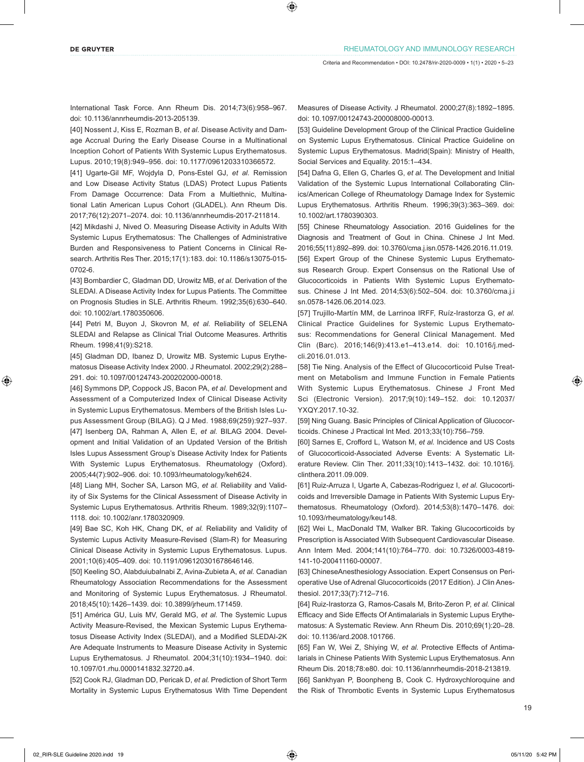International Task Force. Ann Rheum Dis. 2014;73(6):958–967. doi: 10.1136/annrheumdis-2013-205139.

[40] Nossent J, Kiss E, Rozman B, *et al.* Disease Activity and Damage Accrual During the Early Disease Course in a Multinational Inception Cohort of Patients With Systemic Lupus Erythematosus. Lupus. 2010;19(8):949–956. doi: 10.1177/0961203310366572.

[41] Ugarte-Gil MF, Wojdyla D, Pons-Estel GJ, *et al.* Remission and Low Disease Activity Status (LDAS) Protect Lupus Patients From Damage Occurrence: Data From a Multiethnic, Multinational Latin American Lupus Cohort (GLADEL). Ann Rheum Dis. 2017;76(12):2071–2074. doi: 10.1136/annrheumdis-2017-211814.

[42] Mikdashi J, Nived O. Measuring Disease Activity in Adults With Systemic Lupus Erythematosus: The Challenges of Administrative Burden and Responsiveness to Patient Concerns in Clinical Research. Arthritis Res Ther. 2015;17(1):183. doi: 10.1186/s13075-015-0702-6.

[43] Bombardier C, Gladman DD, Urowitz MB, *et al.* Derivation of the SLEDAI. A Disease Activity Index for Lupus Patients. The Committee on Prognosis Studies in SLE. Arthritis Rheum. 1992;35(6):630–640. doi: 10.1002/art.1780350606.

[44] Petri M, Buyon J, Skovron M, *et al.* Reliability of SELENA SLEDAI and Relapse as Clinical Trial Outcome Measures. Arthritis Rheum. 1998;41(9):S218.

[45] Gladman DD, Ibanez D, Urowitz MB. Systemic Lupus Erythematosus Disease Activity Index 2000. J Rheumatol. 2002;29(2):288–291. doi: 10.1097/00124743-200202000-00018.

[46] Symmons DP, Coppock JS, Bacon PA, *et al.* Development and Assessment of a Computerized Index of Clinical Disease Activity in Systemic Lupus Erythematosus. Members of the British Isles Lupus Assessment Group (BILAG). Q J Med. 1988;69(259):927–937.

[47] Isenberg DA, Rahman A, Allen E, *et al.* BILAG 2004. Development and Initial Validation of an Updated Version of the British Isles Lupus Assessment Group's Disease Activity Index for Patients With Systemic Lupus Erythematosus. Rheumatology (Oxford). 2005;44(7):902–906. doi: 10.1093/rheumatology/keh624.

[48] Liang MH, Socher SA, Larson MG, *et al.* Reliability and Validity of Six Systems for the Clinical Assessment of Disease Activity in Systemic Lupus Erythematosus. Arthritis Rheum. 1989;32(9):1107–1118. doi: 10.1002/anr.1780320909.

[49] Bae SC, Koh HK, Chang DK, *et al.* Reliability and Validity of Systemic Lupus Activity Measure-Revised (Slam-R) for Measuring Clinical Disease Activity in Systemic Lupus Erythematosus. Lupus. 2001;10(6):405–409. doi: 10.1191/096120301678646146.

[50] Keeling SO, Alabduiubalnabi Z, Avina-Zubieta A, *et al.* Canadian Rheumatology Association Recommendations for the Assessment and Monitoring of Systemic Lupus Erythematosus. J Rheumatol. 2018;45(10):1426–1439. doi: 10.3899/jrheum.171459.

[51] América GU, Luis MV, Gerald MG, *et al.* The Systemic Lupus Activity Measure-Revised, the Mexican Systemic Lupus Erythematosus Disease Activity Index (SLEDAI), and a Modified SLEDAI-2K Are Adequate Instruments to Measure Disease Activity in Systemic Lupus Erythematosus. J Rheumatol. 2004;31(10):1934–1940. doi: 10.1097/01.rhu.0000141832.32720.a4.

[52] Cook RJ, Gladman DD, Pericak D, *et al.* Prediction of Short Term Mortality in Systemic Lupus Erythematosus With Time Dependent Measures of Disease Activity. J Rheumatol. 2000;27(8):1892–1895. doi: 10.1097/00124743-200008000-00013.

[53] Guideline Development Group of the Clinical Practice Guideline on Systemic Lupus Erythematosus. Clinical Practice Guideline on Systemic Lupus Erythematosus. Madrid(Spain): Ministry of Health, Social Services and Equality. 2015:1–434.

[54] Dafna G, Ellen G, Charles G, *et al.* The Development and Initial Validation of the Systemic Lupus International Collaborating Clinics/American College of Rheumatology Damage Index for Systemic Lupus Erythematosus. Arthritis Rheum. 1996;39(3):363–369. doi: 10.1002/art.1780390303.

[55] Chinese Rheumatology Association. 2016 Guidelines for the Diagnosis and Treatment of Gout in China. Chinese J Int Med. 2016;55(11):892–899. doi: 10.3760/cma.j.isn.0578-1426.2016.11.019.

[56] Expert Group of the Chinese Systemic Lupus Erythematosus Research Group. Expert Consensus on the Rational Use of Glucocorticoids in Patients With Systemic Lupus Erythematosus. Chinese J Int Med. 2014;53(6):502–504. doi: 10.3760/cma.j.issn.0578-1426.06.2014.023.

[57] Trujillo-Martín MM, de Larrinoa IRFF, Ruíz-Irastorza G, *et al.* Clinical Practice Guidelines for Systemic Lupus Erythematosus: Recommendations for General Clinical Management. Med Clin (Barc). 2016;146(9):413.e1–413.e14. doi: 10.1016/j.medcli.2016.01.013.

[58] Tie Ning. Analysis of the Effect of Glucocorticoid Pulse Treatment on Metabolism and Immune Function in Female Patients With Systemic Lupus Erythematosus. Chinese J Front Med Sci (Electronic Version). 2017;9(10):149–152. doi: 10.12037/YXQY.2017.10-32.

[59] Ning Guang. Basic Principles of Clinical Application of Glucocorticoids. Chinese J Practical Int Med. 2013;33(10):756–759.

[60] Sarnes E, Crofford L, Watson M, *et al.* Incidence and US Costs of Glucocorticoid-Associated Adverse Events: A Systematic Literature Review. Clin Ther. 2011;33(10):1413–1432. doi: 10.1016/j.clinthera.2011.09.009.

[61] Ruiz-Arruza I, Ugarte A, Cabezas-Rodriguez I, *et al.* Glucocorticoids and Irreversible Damage in Patients With Systemic Lupus Erythematosus. Rheumatology (Oxford). 2014;53(8):1470–1476. doi: 10.1093/rheumatology/keu148.

[62] Wei L, MacDonald TM, Walker BR. Taking Glucocorticoids by Prescription is Associated With Subsequent Cardiovascular Disease. Ann Intern Med. 2004;141(10):764–770. doi: 10.7326/0003-4819-141-10-200411160-00007.

[63] ChineseAnesthesiology Association. Expert Consensus on Perioperative Use of Adrenal Glucocorticoids (2017 Edition). J Clin Anesthesiol. 2017;33(7):712–716.

[64] Ruiz-Irastorza G, Ramos-Casals M, Brito-Zeron P, *et al.* Clinical Efficacy and Side Effects Of Antimalarials in Systemic Lupus Erythematosus: A Systematic Review. Ann Rheum Dis. 2010;69(1):20–28. doi: 10.1136/ard.2008.101766.

[65] Fan W, Wei Z, Shiying W, *et al.* Protective Effects of Antimalarials in Chinese Patients With Systemic Lupus Erythematosus. Ann Rheum Dis. 2018;78:e80. doi: 10.1136/annrheumdis-2018-213819.

[66] Sankhyan P, Boonpheng B, Cook C. Hydroxychloroquine and the Risk of Thrombotic Events in Systemic Lupus Erythematosus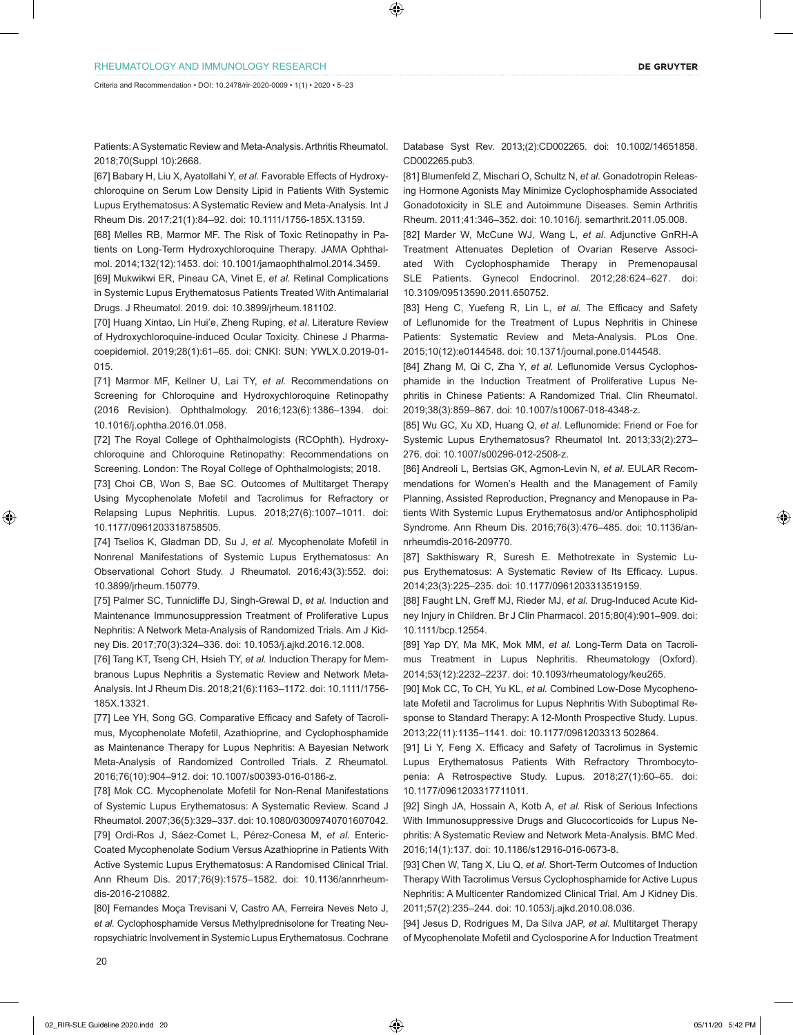Patients: A Systematic Review and Meta-Analysis. Arthritis Rheumatol. 2018;70(Suppl 10):2668.

[67] Babary H, Liu X, Ayatollahi Y, *et al.* Favorable Effects of Hydroxychloroquine on Serum Low Density Lipid in Patients With Systemic Lupus Erythematosus: A Systematic Review and Meta-Analysis. Int J Rheum Dis. 2017;21(1):84–92. doi: 10.1111/1756-185X.13159.

[68] Melles RB, Marmor MF. The Risk of Toxic Retinopathy in Patients on Long-Term Hydroxychloroquine Therapy. JAMA Ophthalmol. 2014;132(12):1453. doi: 10.1001/jamaophthalmol.2014.3459.

[69] Mukwikwi ER, Pineau CA, Vinet E, *et al.* Retinal Complications in Systemic Lupus Erythematosus Patients Treated With Antimalarial Drugs. J Rheumatol. 2019. doi: 10.3899/jrheum.181102.

[70] Huang Xintao, Lin Hui'e, Zheng Ruping, *et al.* Literature Review of Hydroxychloroquine-induced Ocular Toxicity. Chinese J Pharmacoepidemiol. 2019;28(1):61–65. doi: CNKI: SUN: YWLX.0.2019-01-015.

[71] Marmor MF, Kellner U, Lai TY, *et al.* Recommendations on Screening for Chloroquine and Hydroxychloroquine Retinopathy (2016 Revision). Ophthalmology. 2016;123(6):1386–1394. doi: 10.1016/j.ophtha.2016.01.058.

[72] The Royal College of Ophthalmologists (RCOphth). Hydroxychloroquine and Chloroquine Retinopathy: Recommendations on Screening. London: The Royal College of Ophthalmologists; 2018.

[73] Choi CB, Won S, Bae SC. Outcomes of Multitarget Therapy Using Mycophenolate Mofetil and Tacrolimus for Refractory or Relapsing Lupus Nephritis. Lupus. 2018;27(6):1007–1011. doi: 10.1177/0961203318758505.

[74] Tselios K, Gladman DD, Su J, *et al.* Mycophenolate Mofetil in Nonrenal Manifestations of Systemic Lupus Erythematosus: An Observational Cohort Study. J Rheumatol. 2016;43(3):552. doi: 10.3899/jrheum.150779.

[75] Palmer SC, Tunnicliffe DJ, Singh-Grewal D, *et al.* Induction and Maintenance Immunosuppression Treatment of Proliferative Lupus Nephritis: A Network Meta-Analysis of Randomized Trials. Am J Kidney Dis. 2017;70(3):324–336. doi: 10.1053/j.ajkd.2016.12.008.

[76] Tang KT, Tseng CH, Hsieh TY, *et al.* Induction Therapy for Membranous Lupus Nephritis a Systematic Review and Network Meta-Analysis. Int J Rheum Dis. 2018;21(6):1163–1172. doi: 10.1111/1756-185X.13321.

[77] Lee YH, Song GG. Comparative Efficacy and Safety of Tacrolimus, Mycophenolate Mofetil, Azathioprine, and Cyclophosphamide as Maintenance Therapy for Lupus Nephritis: A Bayesian Network Meta-Analysis of Randomized Controlled Trials. Z Rheumatol. 2016;76(10):904–912. doi: 10.1007/s00393-016-0186-z.

[78] Mok CC. Mycophenolate Mofetil for Non-Renal Manifestations of Systemic Lupus Erythematosus: A Systematic Review. Scand J Rheumatol. 2007;36(5):329–337. doi: 10.1080/03009740701607042.

[79] Ordi-Ros J, Sáez-Comet L, Pérez-Conesa M, *et al.* Enteric-Coated Mycophenolate Sodium Versus Azathioprine in Patients With Active Systemic Lupus Erythematosus: A Randomised Clinical Trial. Ann Rheum Dis. 2017;76(9):1575–1582. doi: 10.1136/annrheumdis-2016-210882.

[80] Fernandes Moça Trevisani V, Castro AA, Ferreira Neves Neto J, *et al.* Cyclophosphamide Versus Methylprednisolone for Treating Neuropsychiatric Involvement in Systemic Lupus Erythematosus. Cochrane Database Syst Rev. 2013;(2):CD002265. doi: 10.1002/14651858.CD002265.pub3.

[81] Blumenfeld Z, Mischari O, Schultz N, *et al.* Gonadotropin Releasing Hormone Agonists May Minimize Cyclophosphamide Associated Gonadotoxicity in SLE and Autoimmune Diseases. Semin Arthritis Rheum. 2011;41:346–352. doi: 10.1016/j. semarthrit.2011.05.008.

[82] Marder W, McCune WJ, Wang L, *et al.* Adjunctive GnRH-A Treatment Attenuates Depletion of Ovarian Reserve Associated With Cyclophosphamide Therapy in Premenopausal SLE Patients. Gynecol Endocrinol. 2012;28:624–627. doi: 10.3109/09513590.2011.650752.

[83] Heng C, Yuefeng R, Lin L, *et al.* The Efficacy and Safety of Leflunomide for the Treatment of Lupus Nephritis in Chinese Patients: Systematic Review and Meta-Analysis. PLos One. 2015;10(12):e0144548. doi: 10.1371/journal.pone.0144548.

[84] Zhang M, Qi C, Zha Y, *et al.* Leflunomide Versus Cyclophosphamide in the Induction Treatment of Proliferative Lupus Nephritis in Chinese Patients: A Randomized Trial. Clin Rheumatol. 2019;38(3):859–867. doi: 10.1007/s10067-018-4348-z.

[85] Wu GC, Xu XD, Huang Q, *et al.* Leflunomide: Friend or Foe for Systemic Lupus Erythematosus? Rheumatol Int. 2013;33(2):273–276. doi: 10.1007/s00296-012-2508-z.

[86] Andreoli L, Bertsias GK, Agmon-Levin N, *et al.* EULAR Recommendations for Women's Health and the Management of Family Planning, Assisted Reproduction, Pregnancy and Menopause in Patients With Systemic Lupus Erythematosus and/or Antiphospholipid Syndrome. Ann Rheum Dis. 2016;76(3):476–485. doi: 10.1136/annrheumdis-2016-209770.

[87] Sakthiswary R, Suresh E. Methotrexate in Systemic Lupus Erythematosus: A Systematic Review of Its Efficacy. Lupus. 2014;23(3):225–235. doi: 10.1177/0961203313519159.

[88] Faught LN, Greff MJ, Rieder MJ, *et al.* Drug-Induced Acute Kidney Injury in Children. Br J Clin Pharmacol. 2015;80(4):901–909. doi: 10.1111/bcp.12554.

[89] Yap DY, Ma MK, Mok MM, *et al.* Long-Term Data on Tacrolimus Treatment in Lupus Nephritis. Rheumatology (Oxford). 2014;53(12):2232–2237. doi: 10.1093/rheumatology/keu265.

[90] Mok CC, To CH, Yu KL, *et al.* Combined Low-Dose Mycophenolate Mofetil and Tacrolimus for Lupus Nephritis With Suboptimal Response to Standard Therapy: A 12-Month Prospective Study. Lupus. 2013;22(11):1135–1141. doi: 10.1177/0961203313 502864.

[91] Li Y, Feng X. Efficacy and Safety of Tacrolimus in Systemic Lupus Erythematosus Patients With Refractory Thrombocytopenia: A Retrospective Study. Lupus. 2018;27(1):60–65. doi: 10.1177/0961203317711011.

[92] Singh JA, Hossain A, Kotb A, *et al.* Risk of Serious Infections With Immunosuppressive Drugs and Glucocorticoids for Lupus Nephritis: A Systematic Review and Network Meta-Analysis. BMC Med. 2016;14(1):137. doi: 10.1186/s12916-016-0673-8.

[93] Chen W, Tang X, Liu Q, *et al.* Short-Term Outcomes of Induction Therapy With Tacrolimus Versus Cyclophosphamide for Active Lupus Nephritis: A Multicenter Randomized Clinical Trial. Am J Kidney Dis. 2011;57(2):235–244. doi: 10.1053/j.ajkd.2010.08.036.

[94] Jesus D, Rodrigues M, Da Silva JAP, *et al.* Multitarget Therapy of Mycophenolate Mofetil and Cyclosporine A for Induction Treatment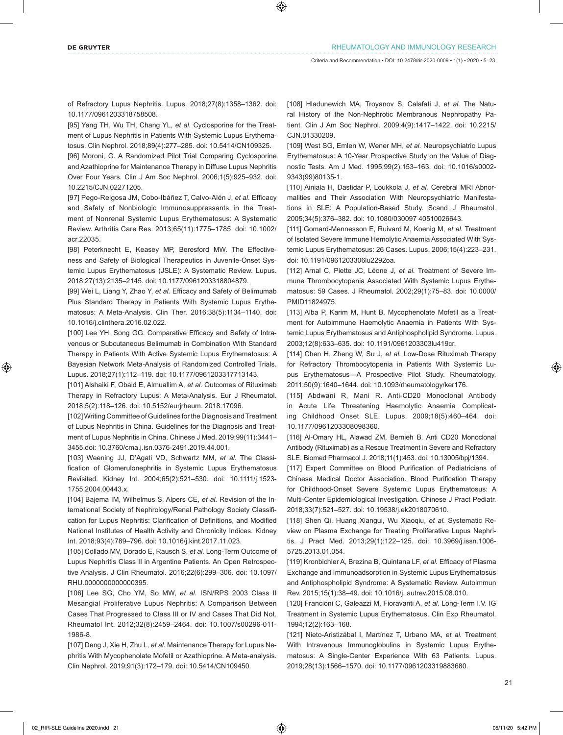of Refractory Lupus Nephritis. Lupus. 2018;27(8):1358–1362. doi: 10.1177/0961203318758508.

[95] Yang TH, Wu TH, Chang YL, *et al.* Cyclosporine for the Treatment of Lupus Nephritis in Patients With Systemic Lupus Erythematosus. Clin Nephrol. 2018;89(4):277–285. doi: 10.5414/CN109325.

[96] Moroni, G. A Randomized Pilot Trial Comparing Cyclosporine and Azathioprine for Maintenance Therapy in Diffuse Lupus Nephritis Over Four Years. Clin J Am Soc Nephrol. 2006;1(5):925–932. doi: 10.2215/CJN.02271205.

[97] Pego-Reigosa JM, Cobo-Ibáñez T, Calvo-Alén J, *et al.* Efficacy and Safety of Nonbiologic Immunosuppressants in the Treatment of Nonrenal Systemic Lupus Erythematosus: A Systematic Review. Arthritis Care Res. 2013;65(11):1775–1785. doi: 10.1002/acr.22035.

[98] Peterknecht E, Keasey MP, Beresford MW. The Effectiveness and Safety of Biological Therapeutics in Juvenile-Onset Systemic Lupus Erythematosus (JSLE): A Systematic Review. Lupus. 2018;27(13):2135–2145. doi: 10.1177/0961203318804879.

[99] Wei L, Liang Y, Zhao Y, *et al.* Efficacy and Safety of Belimumab Plus Standard Therapy in Patients With Systemic Lupus Erythematosus: A Meta-Analysis. Clin Ther. 2016;38(5):1134–1140. doi: 10.1016/j.clinthera.2016.02.022.

[100] Lee YH, Song GG. Comparative Efficacy and Safety of Intravenous or Subcutaneous Belimumab in Combination With Standard Therapy in Patients With Active Systemic Lupus Erythematosus: A Bayesian Network Meta-Analysis of Randomized Controlled Trials. Lupus. 2018;27(1):112–119. doi: 10.1177/0961203317713143.

[101] Alshaiki F, Obaid E, Almuallim A, *et al.* Outcomes of Rituximab Therapy in Refractory Lupus: A Meta-Analysis. Eur J Rheumatol. 2018;5(2):118–126. doi: 10.5152/eurjrheum. 2018.17096.

[102] Writing Committee of Guidelines for the Diagnosis and Treatment of Lupus Nephritis in China. Guidelines for the Diagnosis and Treatment of Lupus Nephritis in China. Chinese J Med. 2019;99(11):3441–3455.doi: 10.3760/cma.j.isn.0376-2491.2019.44.001.

[103] Weening JJ, D'Agati VD, Schwartz MM, *et al.* The Classification of Glomerulonephritis in Systemic Lupus Erythematosus Revisited. Kidney Int. 2004;65(2):521–530. doi: 10.1111/j.1523-1755.2004.00443.x.

[104] Bajema IM, Wilhelmus S, Alpers CE, *et al.* Revision of the International Society of Nephrology/Renal Pathology Society Classification for Lupus Nephritis: Clarification of Definitions, and Modified National Institutes of Health Activity and Chronicity Indices. Kidney Int. 2018;93(4):789–796. doi: 10.1016/j.kint.2017.11.023.

[105] Collado MV, Dorado E, Rausch S, *et al.* Long-Term Outcome of Lupus Nephritis Class II in Argentine Patients. An Open Retrospective Analysis. J Clin Rheumatol. 2016;22(6):299–306. doi: 10.1097/RHU.0000000000000395.

[106] Lee SG, Cho YM, So MW, *et al.* ISN/RPS 2003 Class II Mesangial Proliferative Lupus Nephritis: A Comparison Between Cases That Progressed to Class III or IV and Cases That Did Not. Rheumatol Int. 2012;32(8):2459–2464. doi: 10.1007/s00296-011-1986-8.

[107] Deng J, Xie H, Zhu L, *et al.* Maintenance Therapy for Lupus Nephritis With Mycophenolate Mofetil or Azathioprine. A Meta-analysis. Clin Nephrol. 2019;91(3):172–179. doi: 10.5414/CN109450.

[108] Hladunewich MA, Troyanov S, Calafati J, *et al.* The Natural History of the Non-Nephrotic Membranous Nephropathy Patient. Clin J Am Soc Nephrol. 2009;4(9):1417–1422. doi: 10.2215/CJN.01330209.

[109] West SG, Emlen W, Wener MH, *et al.* Neuropsychiatric Lupus Erythematosus: A 10-Year Prospective Study on the Value of Diagnostic Tests. Am J Med. 1995;99(2):153–163. doi: 10.1016/s0002-9343(99)80135-1.

[110] Ainiala H, Dastidar P, Loukkola J, *et al.* Cerebral MRI Abnormalities and Their Association With Neuropsychiatric Manifestations in SLE: A Population-Based Study. Scand J Rheumatol. 2005;34(5):376–382. doi: 10.1080/030097 40510026643.

[111] Gomard-Mennesson E, Ruivard M, Koenig M, *et al.* Treatment of Isolated Severe Immune Hemolytic Anaemia Associated With Systemic Lupus Erythematosus: 26 Cases. Lupus. 2006;15(4):223–231. doi: 10.1191/0961203306lu2292oa.

[112] Arnal C, Piette JC, Léone J, *et al.* Treatment of Severe Immune Thrombocytopenia Associated With Systemic Lupus Erythematosus: 59 Cases. J Rheumatol. 2002;29(1):75–83. doi: 10.0000/PMID11824975.

[113] Alba P, Karim M, Hunt B. Mycophenolate Mofetil as a Treatment for Autoimmune Haemolytic Anaemia in Patients With Systemic Lupus Erythematosus and Antiphospholipid Syndrome. Lupus. 2003;12(8):633–635. doi: 10.1191/0961203303lu419cr.

[114] Chen H, Zheng W, Su J, *et al.* Low-Dose Rituximab Therapy for Refractory Thrombocytopenia in Patients With Systemic Lupus Erythematosus—A Prospective Pilot Study. Rheumatology. 2011;50(9):1640–1644. doi: 10.1093/rheumatology/ker176.

[115] Abdwani R, Mani R. Anti-CD20 Monoclonal Antibody in Acute Life Threatening Haemolytic Anaemia Complicating Childhood Onset SLE. Lupus. 2009;18(5):460–464. doi: 10.1177/0961203308098360.

[116] Al-Omary HL, Alawad ZM, Bernieh B. Anti CD20 Monoclonal Antibody (Rituximab) as a Rescue Treatment in Severe and Refractory SLE. Biomed Pharmacol J. 2018;11(1):453. doi: 10.13005/bpj/1394.

[117] Expert Committee on Blood Purification of Pediatricians of Chinese Medical Doctor Association. Blood Purification Therapy for Childhood-Onset Severe Systemic Lupus Erythematosus: A Multi-Center Epidemiological Investigation. Chinese J Pract Pediatr. 2018;33(7):521–527. doi: 10.19538/j.ek2018070610.

[118] Shen Qi, Huang Xiangui, Wu Xiaoqiu, *et al.* Systematic Review on Plasma Exchange for Treating Proliferative Lupus Nephritis. J Pract Med. 2013;29(1):122–125. doi: 10.3969/j.issn.1006-5725.2013.01.054.

[119] Kronbichler A, Brezina B, Quintana LF, *et al.* Efficacy of Plasma Exchange and Immunoadsorption in Systemic Lupus Erythematosus and Antiphospholipid Syndrome: A Systematic Review. Autoimmun Rev. 2015;15(1):38–49. doi: 10.1016/j. autrev.2015.08.010.

[120] Francioni C, Galeazzi M, Fioravanti A, *et al.* Long-Term I.V. IG Treatment in Systemic Lupus Erythematosus. Clin Exp Rheumatol. 1994;12(2):163–168.

[121] Nieto-Aristizábal I, Martínez T, Urbano MA, *et al.* Treatment With Intravenous Immunoglobulins in Systemic Lupus Erythematosus: A Single-Center Experience With 63 Patients. Lupus. 2019;28(13):1566–1570. doi: 10.1177/0961203319883680.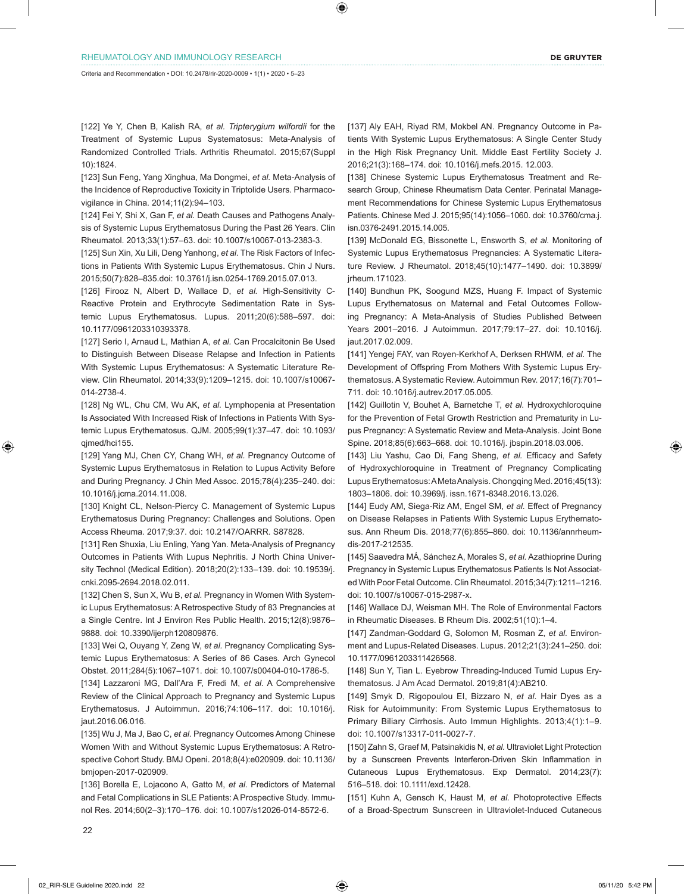[122] Ye Y, Chen B, Kalish RA, *et al*. *Tripterygium wilfordii* for the Treatment of Systemic Lupus Systematosus: Meta-Analysis of Randomized Controlled Trials. Arthritis Rheumatol. 2015;67(Suppl 10):1824.

[123] Sun Feng, Yang Xinghua, Ma Dongmei, *et al*. Meta-Analysis of the Incidence of Reproductive Toxicity in Triptolide Users. Pharmacovigilance in China. 2014;11(2):94–103.

[124] Fei Y, Shi X, Gan F, *et al*. Death Causes and Pathogens Analysis of Systemic Lupus Erythematosus During the Past 26 Years. Clin Rheumatol. 2013;33(1):57–63. doi: 10.1007/s10067-013-2383-3.

[125] Sun Xin, Xu Lili, Deng Yanhong, *et al*. The Risk Factors of Infections in Patients With Systemic Lupus Erythematosus. Chin J Nurs. 2015;50(7):828–835.doi: 10.3761/j.isn.0254-1769.2015.07.013.

[126] Firooz N, Albert D, Wallace D, *et al*. High-Sensitivity C-Reactive Protein and Erythrocyte Sedimentation Rate in Systemic Lupus Erythematosus. Lupus. 2011;20(6):588–597. doi: 10.1177/0961203310393378.

[127] Serio I, Arnaud L, Mathian A, *et al*. Can Procalcitonin Be Used to Distinguish Between Disease Relapse and Infection in Patients With Systemic Lupus Erythematosus: A Systematic Literature Review. Clin Rheumatol. 2014;33(9):1209–1215. doi: 10.1007/s10067-014-2738-4.

[128] Ng WL, Chu CM, Wu AK, *et al*. Lymphopenia at Presentation Is Associated With Increased Risk of Infections in Patients With Systemic Lupus Erythematosus. QJM. 2005;99(1):37–47. doi: 10.1093/qjmed/hci155.

[129] Yang MJ, Chen CY, Chang WH, *et al*. Pregnancy Outcome of Systemic Lupus Erythematosus in Relation to Lupus Activity Before and During Pregnancy. J Chin Med Assoc. 2015;78(4):235–240. doi: 10.1016/j.jcma.2014.11.008.

[130] Knight CL, Nelson-Piercy C. Management of Systemic Lupus Erythematosus During Pregnancy: Challenges and Solutions. Open Access Rheuma. 2017;9:37. doi: 10.2147/OARRR. S87828.

[131] Ren Shuxia, Liu Enling, Yang Yan. Meta-Analysis of Pregnancy Outcomes in Patients With Lupus Nephritis. J North China University Technol (Medical Edition). 2018;20(2):133–139. doi: 10.19539/j.cnki.2095-2694.2018.02.011.

[132] Chen S, Sun X, Wu B, *et al*. Pregnancy in Women With Systemic Lupus Erythematosus: A Retrospective Study of 83 Pregnancies at a Single Centre. Int J Environ Res Public Health. 2015;12(8):9876–9888. doi: 10.3390/ijerph120809876.

[133] Wei Q, Ouyang Y, Zeng W, *et al*. Pregnancy Complicating Systemic Lupus Erythematosus: A Series of 86 Cases. Arch Gynecol Obstet. 2011;284(5):1067–1071. doi: 10.1007/s00404-010-1786-5.

[134] Lazzaroni MG, Dall'Ara F, Fredi M, *et al*. A Comprehensive Review of the Clinical Approach to Pregnancy and Systemic Lupus Erythematosus. J Autoimmun. 2016;74:106–117. doi: 10.1016/j.jaut.2016.06.016.

[135] Wu J, Ma J, Bao C, *et al*. Pregnancy Outcomes Among Chinese Women With and Without Systemic Lupus Erythematosus: A Retrospective Cohort Study. BMJ Openi. 2018;8(4):e020909. doi: 10.1136/bmjopen-2017-020909.

[136] Borella E, Lojacono A, Gatto M, *et al*. Predictors of Maternal and Fetal Complications in SLE Patients: A Prospective Study. Immunol Res. 2014;60(2–3):170–176. doi: 10.1007/s12026-014-8572-6.

[137] Aly EAH, Riyad RM, Mokbel AN. Pregnancy Outcome in Patients With Systemic Lupus Erythematosus: A Single Center Study in the High Risk Pregnancy Unit. Middle East Fertility Society J. 2016;21(3):168–174. doi: 10.1016/j.mefs.2015. 12.003.

[138] Chinese Systemic Lupus Erythematosus Treatment and Research Group, Chinese Rheumatism Data Center. Perinatal Management Recommendations for Chinese Systemic Lupus Erythematosus Patients. Chinese Med J. 2015;95(14):1056–1060. doi: 10.3760/cma.j.isn.0376-2491.2015.14.005.

[139] McDonald EG, Bissonette L, Ensworth S, *et al*. Monitoring of Systemic Lupus Erythematosus Pregnancies: A Systematic Literature Review. J Rheumatol. 2018;45(10):1477–1490. doi: 10.3899/jrheum.171023.

[140] Bundhun PK, Soogund MZS, Huang F. Impact of Systemic Lupus Erythematosus on Maternal and Fetal Outcomes Following Pregnancy: A Meta-Analysis of Studies Published Between Years 2001–2016. J Autoimmun. 2017;79:17–27. doi: 10.1016/j.jaut.2017.02.009.

[141] Yengej FAY, van Royen-Kerkhof A, Derksen RHWM, *et al*. The Development of Offspring From Mothers With Systemic Lupus Erythematosus. A Systematic Review. Autoimmun Rev. 2017;16(7):701–711. doi: 10.1016/j.autrev.2017.05.005.

[142] Guillotin V, Bouhet A, Barnetche T, *et al*. Hydroxychloroquine for the Prevention of Fetal Growth Restriction and Prematurity in Lupus Pregnancy: A Systematic Review and Meta-Analysis. Joint Bone Spine. 2018;85(6):663–668. doi: 10.1016/j. jbspin.2018.03.006.

[143] Liu Yashu, Cao Di, Fang Sheng, *et al*. Efficacy and Safety of Hydroxychloroquine in Treatment of Pregnancy Complicating Lupus Erythematosus: A Meta Analysis. Chongqing Med. 2016;45(13):1803–1806. doi: 10.3969/j. issn.1671-8348.2016.13.026.

[144] Eudy AM, Siega-Riz AM, Engel SM, *et al*. Effect of Pregnancy on Disease Relapses in Patients With Systemic Lupus Erythematosus. Ann Rheum Dis. 2018;77(6):855–860. doi: 10.1136/annrheumdis-2017-212535.

[145] Saavedra MÁ, Sánchez A, Morales S, *et al*. Azathioprine During Pregnancy in Systemic Lupus Erythematosus Patients Is Not Associated With Poor Fetal Outcome. Clin Rheumatol. 2015;34(7):1211–1216. doi: 10.1007/s10067-015-2987-x.

[146] Wallace DJ, Weisman MH. The Role of Environmental Factors in Rheumatic Diseases. B Rheum Dis. 2002;51(10):1–4.

[147] Zandman-Goddard G, Solomon M, Rosman Z, *et al*. Environment and Lupus-Related Diseases. Lupus. 2012;21(3):241–250. doi: 10.1177/0961203311426568.

[148] Sun Y, Tian L. Eyebrow Threading-Induced Tumid Lupus Erythematosus. J Am Acad Dermatol. 2019;81(4):AB210.

[149] Smyk D, Rigopoulou EI, Bizzaro N, *et al*. Hair Dyes as a Risk for Autoimmunity: From Systemic Lupus Erythematosus to Primary Biliary Cirrhosis. Auto Immun Highlights. 2013;4(1):1–9. doi: 10.1007/s13317-011-0027-7.

[150] Zahn S, Graef M, Patsinakidis N, *et al*. Ultraviolet Light Protection by a Sunscreen Prevents Interferon-Driven Skin Inflammation in Cutaneous Lupus Erythematosus. Exp Dermatol. 2014;23(7):516–518. doi: 10.1111/exd.12428.

[151] Kuhn A, Gensch K, Haust M, *et al*. Photoprotective Effects of a Broad-Spectrum Sunscreen in Ultraviolet-Induced Cutaneous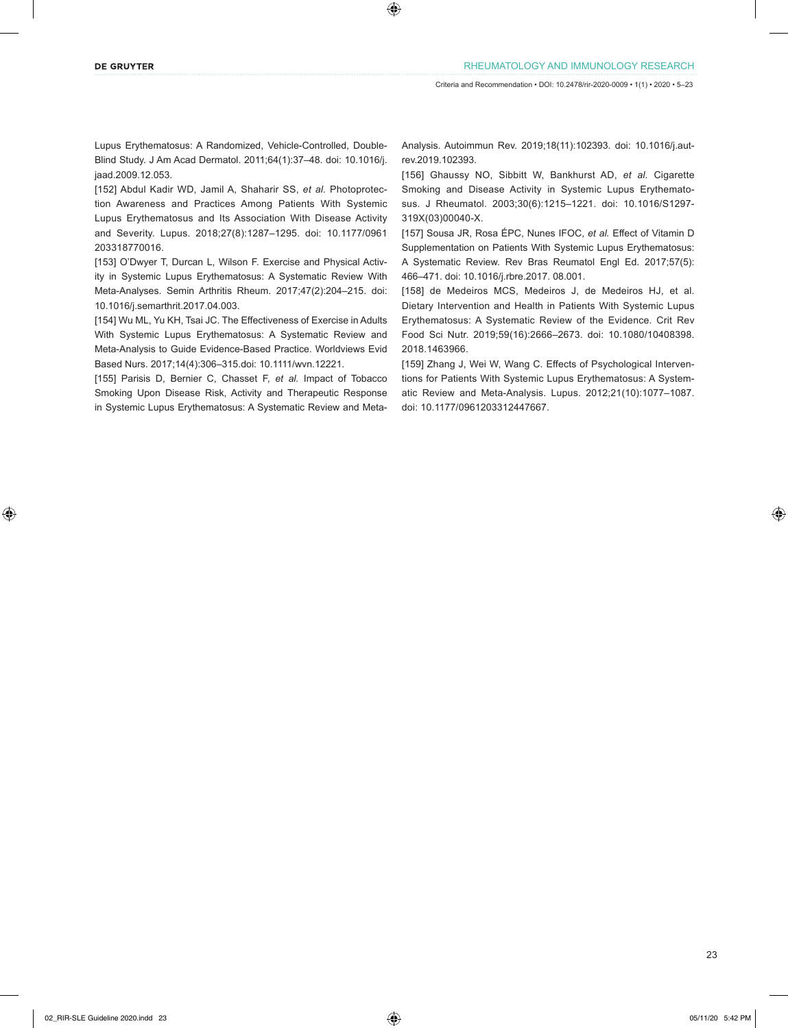Lupus Erythematosus: A Randomized, Vehicle-Controlled, Double-Blind Study. J Am Acad Dermatol. 2011;64(1):37–48. doi: 10.1016/j.jaad.2009.12.053.

[152] Abdul Kadir WD, Jamil A, Shaharir SS, *et al.* Photoprotection Awareness and Practices Among Patients With Systemic Lupus Erythematosus and Its Association With Disease Activity and Severity. Lupus. 2018;27(8):1287–1295. doi: 10.1177/0961203318770016.

[153] O'Dwyer T, Durcan L, Wilson F. Exercise and Physical Activity in Systemic Lupus Erythematosus: A Systematic Review With Meta-Analyses. Semin Arthritis Rheum. 2017;47(2):204–215. doi: 10.1016/j.semarthrit.2017.04.003.

[154] Wu ML, Yu KH, Tsai JC. The Effectiveness of Exercise in Adults With Systemic Lupus Erythematosus: A Systematic Review and Meta-Analysis to Guide Evidence-Based Practice. Worldviews Evid Based Nurs. 2017;14(4):306–315.doi: 10.1111/wvn.12221.

[155] Parisis D, Bernier C, Chasset F, *et al.* Impact of Tobacco Smoking Upon Disease Risk, Activity and Therapeutic Response in Systemic Lupus Erythematosus: A Systematic Review and Meta-Analysis. Autoimmun Rev. 2019;18(11):102393. doi: 10.1016/j.autrev.2019.102393.

[156] Ghaussy NO, Sibbitt W, Bankhurst AD, *et al.* Cigarette Smoking and Disease Activity in Systemic Lupus Erythematosus. J Rheumatol. 2003;30(6):1215–1221. doi: 10.1016/S1297-319X(03)00040-X.

[157] Sousa JR, Rosa ÉPC, Nunes IFOC, *et al.* Effect of Vitamin D Supplementation on Patients With Systemic Lupus Erythematosus: A Systematic Review. Rev Bras Reumatol Engl Ed. 2017;57(5): 466–471. doi: 10.1016/j.rbre.2017. 08.001.

[158] de Medeiros MCS, Medeiros J, de Medeiros HJ, et al. Dietary Intervention and Health in Patients With Systemic Lupus Erythematosus: A Systematic Review of the Evidence. Crit Rev Food Sci Nutr. 2019;59(16):2666–2673. doi: 10.1080/10408398.2018.1463966.

[159] Zhang J, Wei W, Wang C. Effects of Psychological Interventions for Patients With Systemic Lupus Erythematosus: A Systematic Review and Meta-Analysis. Lupus. 2012;21(10):1077–1087. doi: 10.1177/0961203312447667.